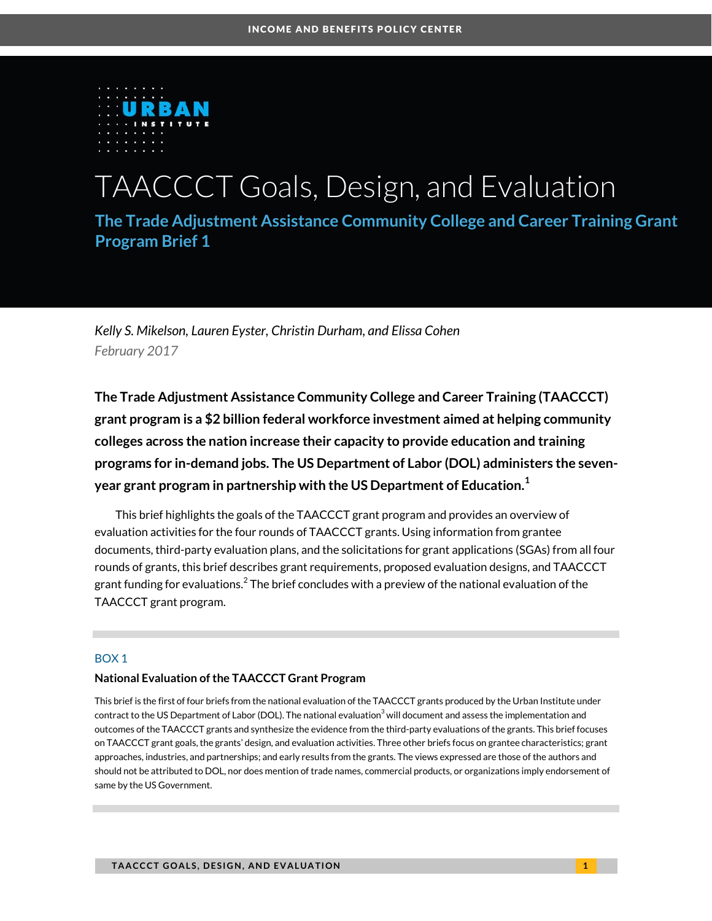INCOME AND BENEFITS POLICY CENTER

# TAACCCT Goals, Design, and Evaluation

## The Trade Adjustment Assistance Community College and Career Training Grant Program Brief 1

*Kelly S. Mikelson, Lauren Eyster, Christin Durham, and Elissa Cohen*

*February 2017*

**The Trade Adjustment Assistance Community College and Career Training (TAACCCT) grant program is a $2 billion federal workforce investment aimed at helping community colleges across the nation increase their capacity to provide education and training programs for in-demand jobs. The US Department of Labor (DOL) administers the seven-year grant program in partnership with the US Department of Education.[1]**

This brief highlights the goals of the TAACCCT grant program and provides an overview of evaluation activities for the four rounds of TAACCCT grants. Using information from grantee documents, third-party evaluation plans, and the solicitations for grant applications (SGAs) from all four rounds of grants, this brief describes grant requirements, proposed evaluation designs, and TAACCCT grant funding for evaluations.[2] The brief concludes with a preview of the national evaluation of the TAACCCT grant program.

BOX 1

**National Evaluation of the TAACCCT Grant Program**

This brief is the first of four briefs from the national evaluation of the TAACCCT grants produced by the Urban Institute under contract to the US Department of Labor (DOL). The national evaluation[3] will document and assess the implementation and outcomes of the TAACCCT grants and synthesize the evidence from the third-party evaluations of the grants. This brief focuses on TAACCCT grant goals, the grants' design, and evaluation activities. Three other briefs focus on grantee characteristics; grant approaches, industries, and partnerships; and early results from the grants. The views expressed are those of the authors and should not be attributed to DOL, nor does mention of trade names, commercial products, or organizations imply endorsement of same by the US Government.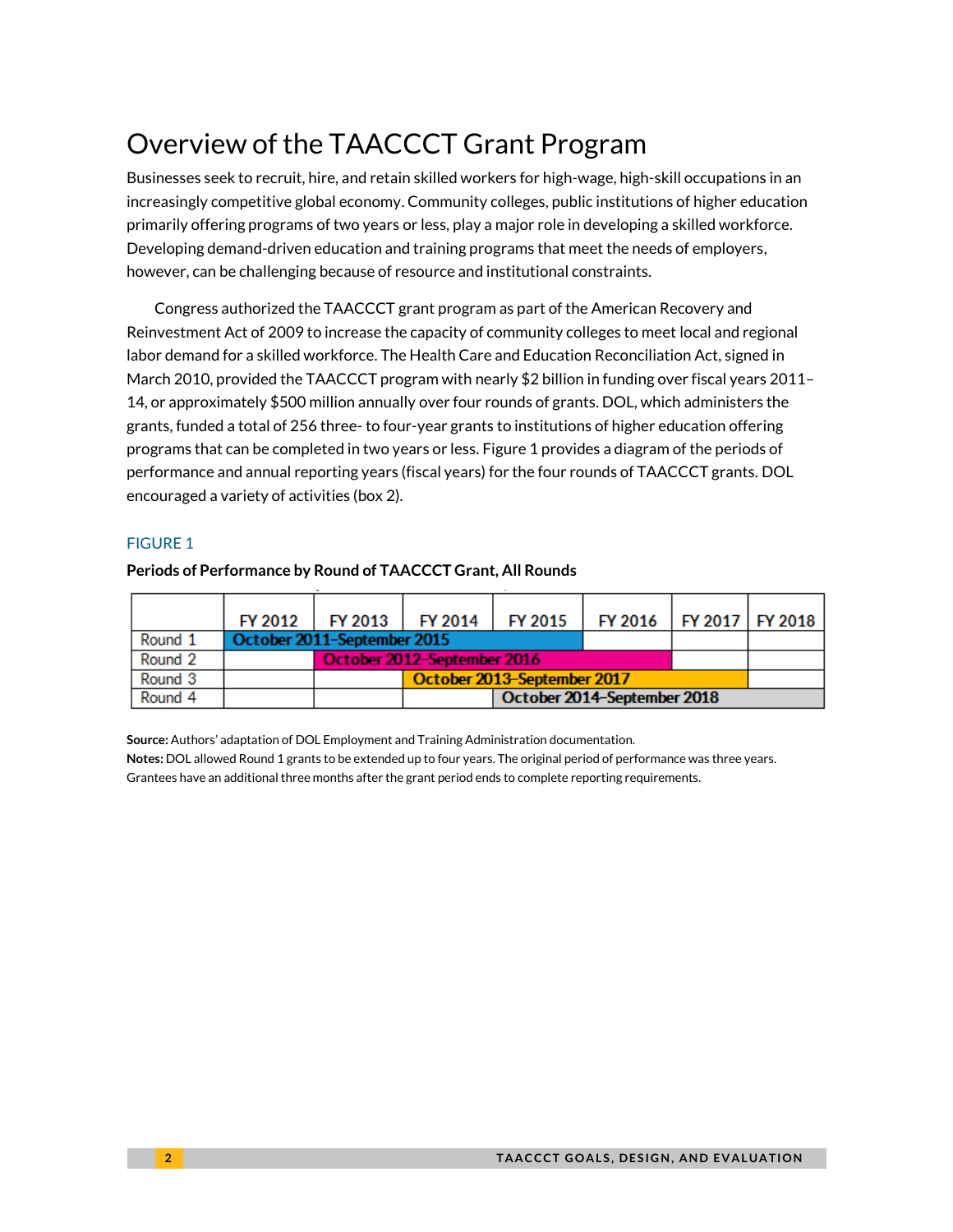# Overview of the TAACCCT Grant Program

Businesses seek to recruit, hire, and retain skilled workers for high-wage, high-skill occupations in an increasingly competitive global economy. Community colleges, public institutions of higher education primarily offering programs of two years or less, play a major role in developing a skilled workforce. Developing demand-driven education and training programs that meet the needs of employers, however, can be challenging because of resource and institutional constraints.

Congress authorized the TAACCCT grant program as part of the American Recovery and Reinvestment Act of 2009 to increase the capacity of community colleges to meet local and regional labor demand for a skilled workforce. The Health Care and Education Reconciliation Act, signed in March 2010, provided the TAACCCT program with nearly $2 billion in funding over fiscal years 2011–14, or approximately $500 million annually over four rounds of grants. DOL, which administers the grants, funded a total of 256 three- to four-year grants to institutions of higher education offering programs that can be completed in two years or less. Figure 1 provides a diagram of the periods of performance and annual reporting years (fiscal years) for the four rounds of TAACCCT grants. DOL encouraged a variety of activities (box 2).

FIGURE 1

**Periods of Performance by Round of TAACCCT Grant, All Rounds**

| | FY 2012 | FY 2013 | FY 2014 | FY 2015 | FY 2016 | FY 2017 | FY 2018 |
|---|---|---|---|---|---|---|---|
| Round 1 | October 2011–September 2015 | | | | | | |
| Round 2 | | October 2012–September 2016 | | | | | |
| Round 3 | | | October 2013–September 2017 | | | | |
| Round 4 | | | | October 2014–September 2018 | | | |

**Source:** Authors' adaptation of DOL Employment and Training Administration documentation.
**Notes:** DOL allowed Round 1 grants to be extended up to four years. The original period of performance was three years. Grantees have an additional three months after the grant period ends to complete reporting requirements.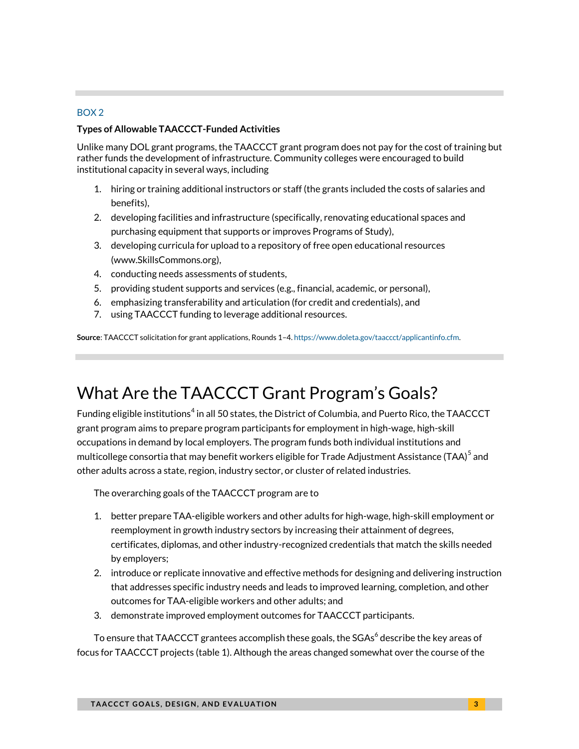BOX 2

**Types of Allowable TAACCCT-Funded Activities**

Unlike many DOL grant programs, the TAACCCT grant program does not pay for the cost of training but rather funds the development of infrastructure. Community colleges were encouraged to build institutional capacity in several ways, including

1. hiring or training additional instructors or staff (the grants included the costs of salaries and benefits),
2. developing facilities and infrastructure (specifically, renovating educational spaces and purchasing equipment that supports or improves Programs of Study),
3. developing curricula for upload to a repository of free open educational resources (www.SkillsCommons.org),
4. conducting needs assessments of students,
5. providing student supports and services (e.g., financial, academic, or personal),
6. emphasizing transferability and articulation (for credit and credentials), and
7. using TAACCCT funding to leverage additional resources.

**Source**: TAACCCT solicitation for grant applications, Rounds 1–4. https://www.doleta.gov/taaccct/applicantinfo.cfm.

# What Are the TAACCCT Grant Program's Goals?

Funding eligible institutions[4] in all 50 states, the District of Columbia, and Puerto Rico, the TAACCCT grant program aims to prepare program participants for employment in high-wage, high-skill occupations in demand by local employers. The program funds both individual institutions and multicollege consortia that may benefit workers eligible for Trade Adjustment Assistance (TAA)[5] and other adults across a state, region, industry sector, or cluster of related industries.

The overarching goals of the TAACCCT program are to

1. better prepare TAA-eligible workers and other adults for high-wage, high-skill employment or reemployment in growth industry sectors by increasing their attainment of degrees, certificates, diplomas, and other industry-recognized credentials that match the skills needed by employers;
2. introduce or replicate innovative and effective methods for designing and delivering instruction that addresses specific industry needs and leads to improved learning, completion, and other outcomes for TAA-eligible workers and other adults; and
3. demonstrate improved employment outcomes for TAACCCT participants.

To ensure that TAACCCT grantees accomplish these goals, the SGAs[6] describe the key areas of focus for TAACCCT projects (table 1). Although the areas changed somewhat over the course of the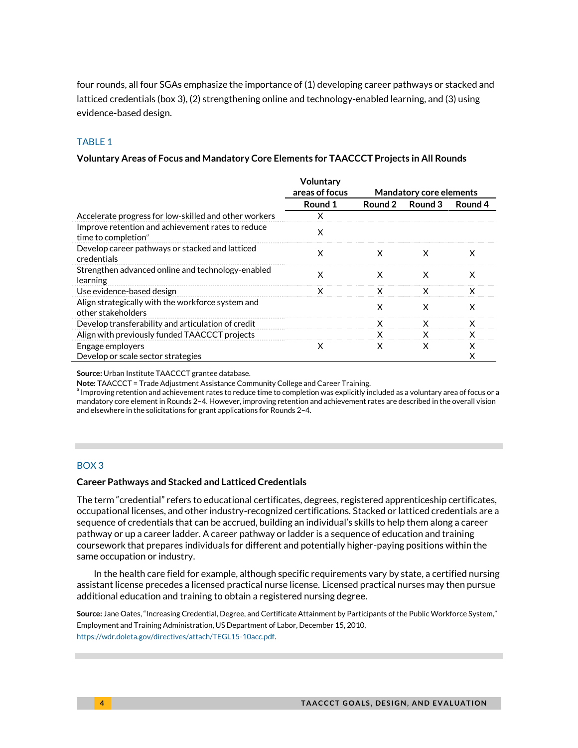four rounds, all four SGAs emphasize the importance of (1) developing career pathways or stacked and latticed credentials (box 3), (2) strengthening online and technology-enabled learning, and (3) using evidence-based design.

### TABLE 1

**Voluntary Areas of Focus and Mandatory Core Elements for TAACCCT Projects in All Rounds**

| | Voluntary areas of focus | Mandatory core elements | | |
|---|---|---|---|---|
| | Round 1 | Round 2 | Round 3 | Round 4 |
| Accelerate progress for low-skilled and other workers | X | | | |
| Improve retention and achievement rates to reduce time to completion[a] | X | | | |
| Develop career pathways or stacked and latticed credentials | X | X | X | X |
| Strengthen advanced online and technology-enabled learning | X | X | X | X |
| Use evidence-based design | X | X | X | X |
| Align strategically with the workforce system and other stakeholders | | X | X | X |
| Develop transferability and articulation of credit | | X | X | X |
| Align with previously funded TAACCCT projects | | X | X | X |
| Engage employers | X | X | X | X |
| Develop or scale sector strategies | | | | X |

**Source:** Urban Institute TAACCCT grantee database.
**Note:** TAACCCT = Trade Adjustment Assistance Community College and Career Training.
[a] Improving retention and achievement rates to reduce time to completion was explicitly included as a voluntary area of focus or a mandatory core element in Rounds 2–4. However, improving retention and achievement rates are described in the overall vision and elsewhere in the solicitations for grant applications for Rounds 2–4.

### BOX 3

**Career Pathways and Stacked and Latticed Credentials**

The term "credential" refers to educational certificates, degrees, registered apprenticeship certificates, occupational licenses, and other industry-recognized certifications. Stacked or latticed credentials are a sequence of credentials that can be accrued, building an individual's skills to help them along a career pathway or up a career ladder. A career pathway or ladder is a sequence of education and training coursework that prepares individuals for different and potentially higher-paying positions within the same occupation or industry.

In the health care field for example, although specific requirements vary by state, a certified nursing assistant license precedes a licensed practical nurse license. Licensed practical nurses may then pursue additional education and training to obtain a registered nursing degree.

**Source:** Jane Oates, "Increasing Credential, Degree, and Certificate Attainment by Participants of the Public Workforce System," Employment and Training Administration, US Department of Labor, December 15, 2010, https://wdr.doleta.gov/directives/attach/TEGL15-10acc.pdf.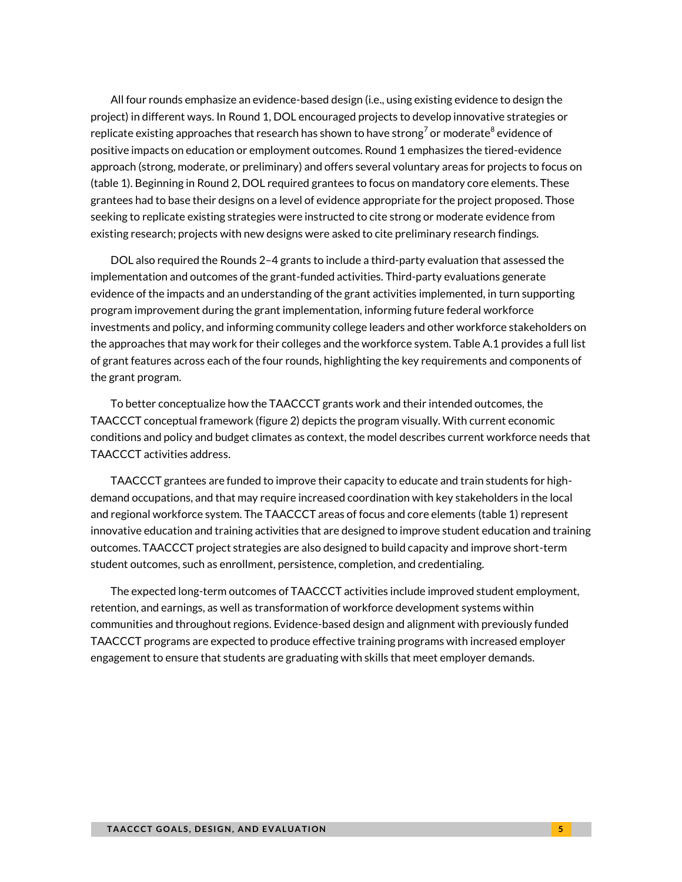All four rounds emphasize an evidence-based design (i.e., using existing evidence to design the project) in different ways. In Round 1, DOL encouraged projects to develop innovative strategies or replicate existing approaches that research has shown to have strong[7] or moderate[8] evidence of positive impacts on education or employment outcomes. Round 1 emphasizes the tiered-evidence approach (strong, moderate, or preliminary) and offers several voluntary areas for projects to focus on (table 1). Beginning in Round 2, DOL required grantees to focus on mandatory core elements. These grantees had to base their designs on a level of evidence appropriate for the project proposed. Those seeking to replicate existing strategies were instructed to cite strong or moderate evidence from existing research; projects with new designs were asked to cite preliminary research findings.

DOL also required the Rounds 2–4 grants to include a third-party evaluation that assessed the implementation and outcomes of the grant-funded activities. Third-party evaluations generate evidence of the impacts and an understanding of the grant activities implemented, in turn supporting program improvement during the grant implementation, informing future federal workforce investments and policy, and informing community college leaders and other workforce stakeholders on the approaches that may work for their colleges and the workforce system. Table A.1 provides a full list of grant features across each of the four rounds, highlighting the key requirements and components of the grant program.

To better conceptualize how the TAACCCT grants work and their intended outcomes, the TAACCCT conceptual framework (figure 2) depicts the program visually. With current economic conditions and policy and budget climates as context, the model describes current workforce needs that TAACCCT activities address.

TAACCCT grantees are funded to improve their capacity to educate and train students for high-demand occupations, and that may require increased coordination with key stakeholders in the local and regional workforce system. The TAACCCT areas of focus and core elements (table 1) represent innovative education and training activities that are designed to improve student education and training outcomes. TAACCCT project strategies are also designed to build capacity and improve short-term student outcomes, such as enrollment, persistence, completion, and credentialing.

The expected long-term outcomes of TAACCCT activities include improved student employment, retention, and earnings, as well as transformation of workforce development systems within communities and throughout regions. Evidence-based design and alignment with previously funded TAACCCT programs are expected to produce effective training programs with increased employer engagement to ensure that students are graduating with skills that meet employer demands.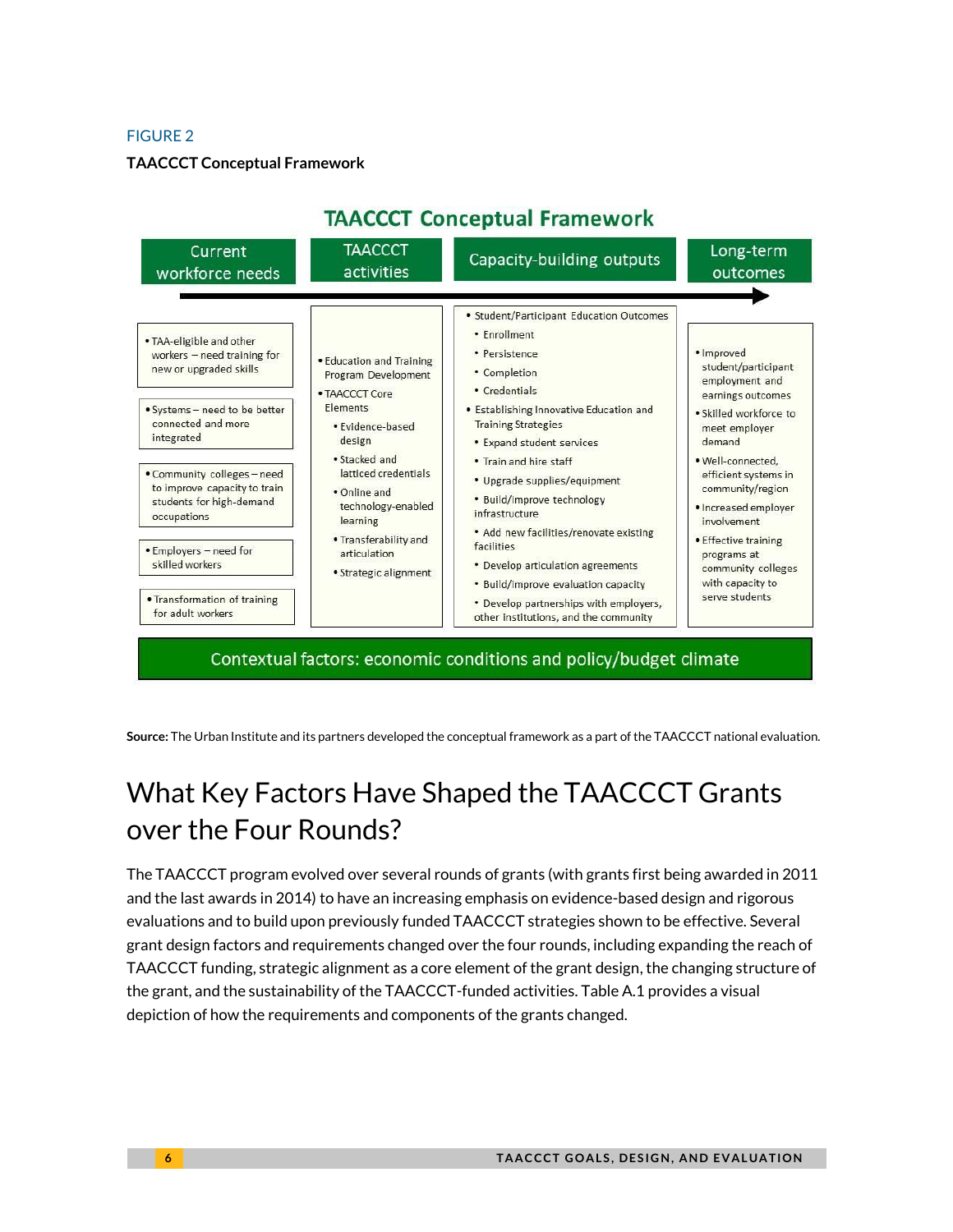FIGURE 2

**TAACCCT Conceptual Framework**

## TAACCCT Conceptual Framework

| Current workforce needs | TAACCCT activities | Capacity-building outputs | Long-term outcomes |
|---|---|---|---|
| • TAA-eligible and other workers – need training for new or upgraded skills<br>• Systems – need to be better connected and more integrated<br>• Community colleges – need to improve capacity to train students for high-demand occupations<br>• Employers – need for skilled workers<br>• Transformation of training for adult workers | • Education and Training Program Development<br>• TAACCCT Core Elements<br>  • Evidence-based design<br>  • Stacked and latticed credentials<br>  • Online and technology-enabled learning<br>  • Transferability and articulation<br>  • Strategic alignment | • Student/Participant Education Outcomes<br>  • Enrollment<br>  • Persistence<br>  • Completion<br>  • Credentials<br>• Establishing Innovative Education and Training Strategies<br>  • Expand student services<br>  • Train and hire staff<br>  • Upgrade supplies/equipment<br>  • Build/improve technology infrastructure<br>  • Add new facilities/renovate existing facilities<br>  • Develop articulation agreements<br>  • Build/improve evaluation capacity<br>  • Develop partnerships with employers, other institutions, and the community | • Improved student/participant employment and earnings outcomes<br>• Skilled workforce to meet employer demand<br>• Well-connected, efficient systems in community/region<br>• Increased employer involvement<br>• Effective training programs at community colleges with capacity to serve students |

Contextual factors: economic conditions and policy/budget climate

**Source:** The Urban Institute and its partners developed the conceptual framework as a part of the TAACCCT national evaluation.

# What Key Factors Have Shaped the TAACCCT Grants over the Four Rounds?

The TAACCCT program evolved over several rounds of grants (with grants first being awarded in 2011 and the last awards in 2014) to have an increasing emphasis on evidence-based design and rigorous evaluations and to build upon previously funded TAACCCT strategies shown to be effective. Several grant design factors and requirements changed over the four rounds, including expanding the reach of TAACCCT funding, strategic alignment as a core element of the grant design, the changing structure of the grant, and the sustainability of the TAACCCT-funded activities. Table A.1 provides a visual depiction of how the requirements and components of the grants changed.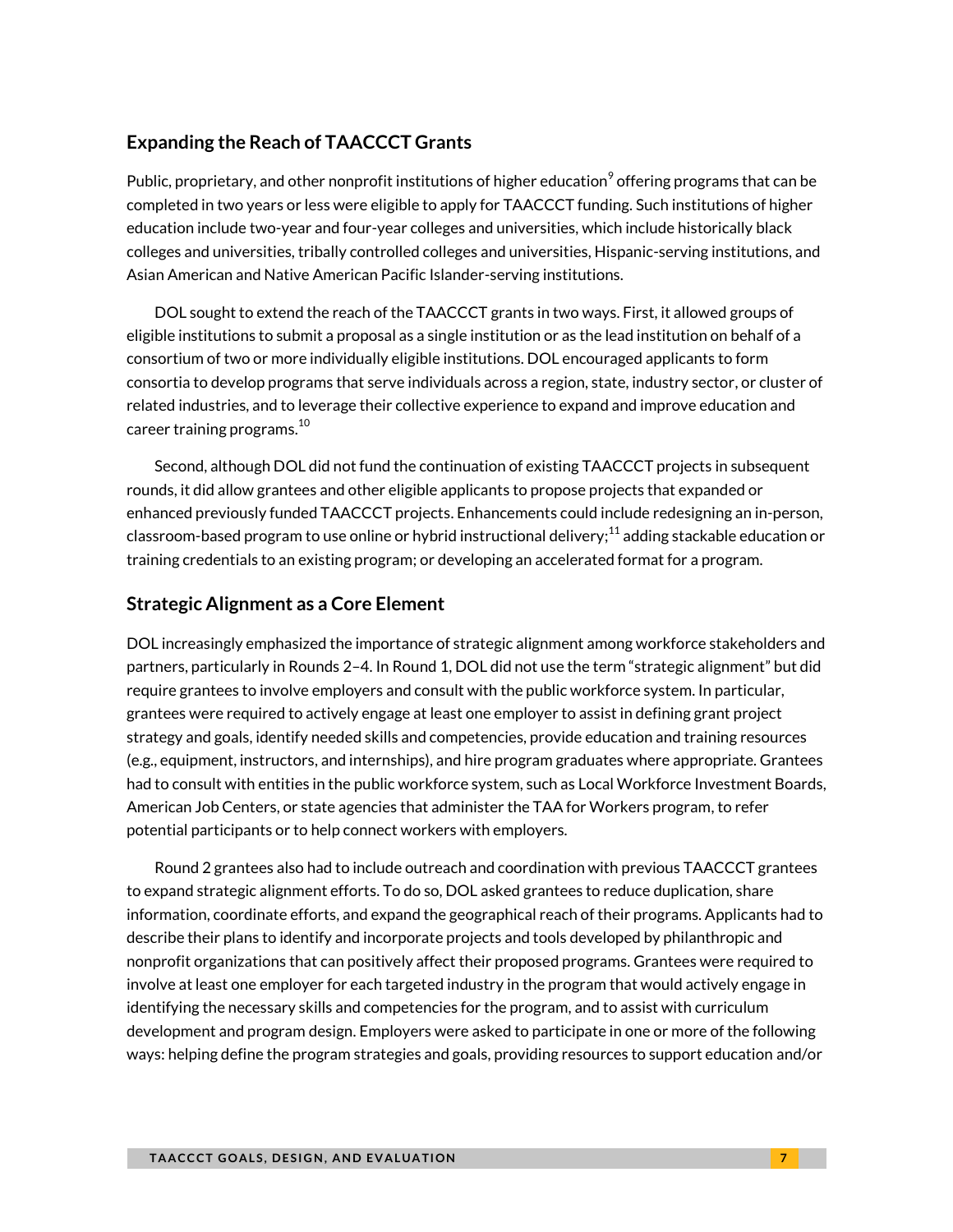## Expanding the Reach of TAACCCT Grants

Public, proprietary, and other nonprofit institutions of higher education[9] offering programs that can be completed in two years or less were eligible to apply for TAACCCT funding. Such institutions of higher education include two-year and four-year colleges and universities, which include historically black colleges and universities, tribally controlled colleges and universities, Hispanic-serving institutions, and Asian American and Native American Pacific Islander-serving institutions.

DOL sought to extend the reach of the TAACCCT grants in two ways. First, it allowed groups of eligible institutions to submit a proposal as a single institution or as the lead institution on behalf of a consortium of two or more individually eligible institutions. DOL encouraged applicants to form consortia to develop programs that serve individuals across a region, state, industry sector, or cluster of related industries, and to leverage their collective experience to expand and improve education and career training programs.[10]

Second, although DOL did not fund the continuation of existing TAACCCT projects in subsequent rounds, it did allow grantees and other eligible applicants to propose projects that expanded or enhanced previously funded TAACCCT projects. Enhancements could include redesigning an in-person, classroom-based program to use online or hybrid instructional delivery;[11] adding stackable education or training credentials to an existing program; or developing an accelerated format for a program.

## Strategic Alignment as a Core Element

DOL increasingly emphasized the importance of strategic alignment among workforce stakeholders and partners, particularly in Rounds 2–4. In Round 1, DOL did not use the term "strategic alignment" but did require grantees to involve employers and consult with the public workforce system. In particular, grantees were required to actively engage at least one employer to assist in defining grant project strategy and goals, identify needed skills and competencies, provide education and training resources (e.g., equipment, instructors, and internships), and hire program graduates where appropriate. Grantees had to consult with entities in the public workforce system, such as Local Workforce Investment Boards, American Job Centers, or state agencies that administer the TAA for Workers program, to refer potential participants or to help connect workers with employers.

Round 2 grantees also had to include outreach and coordination with previous TAACCCT grantees to expand strategic alignment efforts. To do so, DOL asked grantees to reduce duplication, share information, coordinate efforts, and expand the geographical reach of their programs. Applicants had to describe their plans to identify and incorporate projects and tools developed by philanthropic and nonprofit organizations that can positively affect their proposed programs. Grantees were required to involve at least one employer for each targeted industry in the program that would actively engage in identifying the necessary skills and competencies for the program, and to assist with curriculum development and program design. Employers were asked to participate in one or more of the following ways: helping define the program strategies and goals, providing resources to support education and/or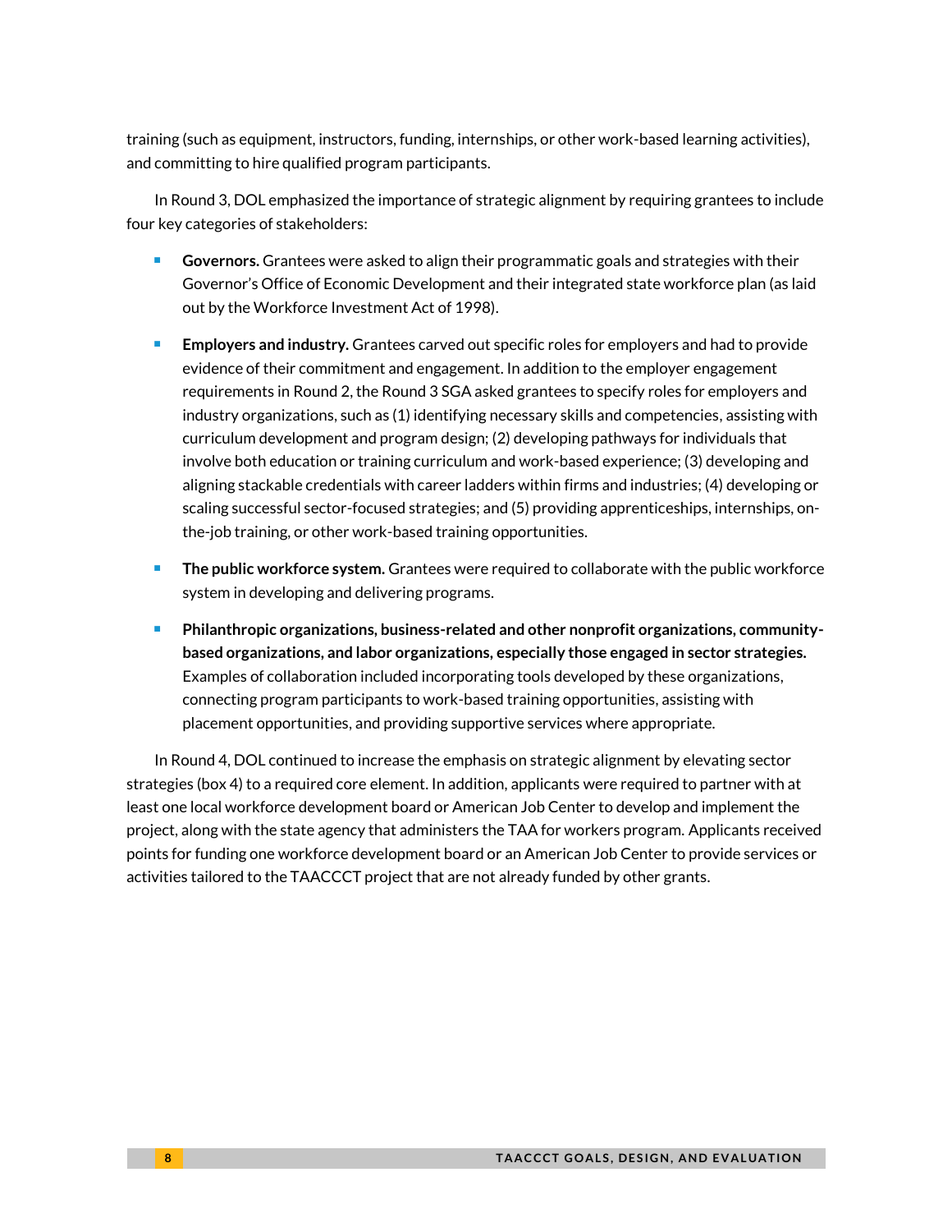training (such as equipment, instructors, funding, internships, or other work-based learning activities), and committing to hire qualified program participants.

In Round 3, DOL emphasized the importance of strategic alignment by requiring grantees to include four key categories of stakeholders:

- **Governors.** Grantees were asked to align their programmatic goals and strategies with their Governor's Office of Economic Development and their integrated state workforce plan (as laid out by the Workforce Investment Act of 1998).
- **Employers and industry.** Grantees carved out specific roles for employers and had to provide evidence of their commitment and engagement. In addition to the employer engagement requirements in Round 2, the Round 3 SGA asked grantees to specify roles for employers and industry organizations, such as (1) identifying necessary skills and competencies, assisting with curriculum development and program design; (2) developing pathways for individuals that involve both education or training curriculum and work-based experience; (3) developing and aligning stackable credentials with career ladders within firms and industries; (4) developing or scaling successful sector-focused strategies; and (5) providing apprenticeships, internships, on-the-job training, or other work-based training opportunities.
- **The public workforce system.** Grantees were required to collaborate with the public workforce system in developing and delivering programs.
- **Philanthropic organizations, business-related and other nonprofit organizations, community-based organizations, and labor organizations, especially those engaged in sector strategies.** Examples of collaboration included incorporating tools developed by these organizations, connecting program participants to work-based training opportunities, assisting with placement opportunities, and providing supportive services where appropriate.

In Round 4, DOL continued to increase the emphasis on strategic alignment by elevating sector strategies (box 4) to a required core element. In addition, applicants were required to partner with at least one local workforce development board or American Job Center to develop and implement the project, along with the state agency that administers the TAA for workers program. Applicants received points for funding one workforce development board or an American Job Center to provide services or activities tailored to the TAACCCT project that are not already funded by other grants.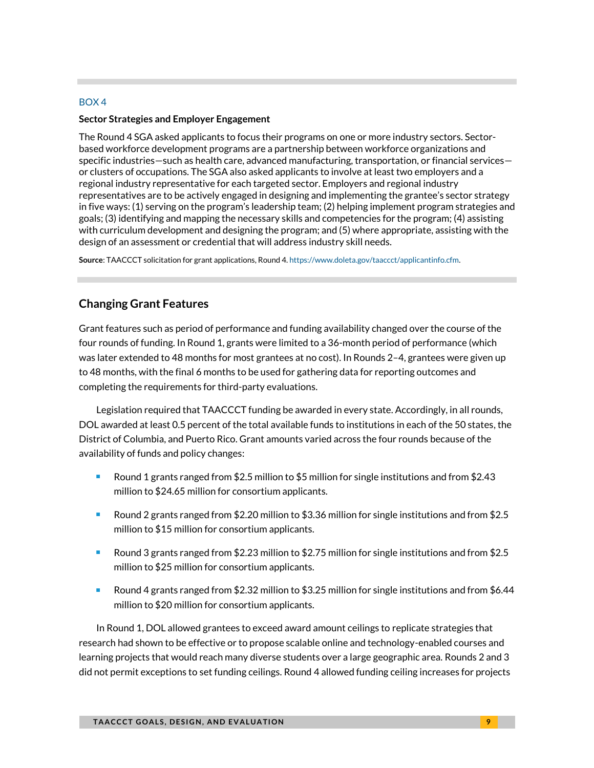BOX 4

**Sector Strategies and Employer Engagement**

The Round 4 SGA asked applicants to focus their programs on one or more industry sectors. Sector-based workforce development programs are a partnership between workforce organizations and specific industries—such as health care, advanced manufacturing, transportation, or financial services—or clusters of occupations. The SGA also asked applicants to involve at least two employers and a regional industry representative for each targeted sector. Employers and regional industry representatives are to be actively engaged in designing and implementing the grantee's sector strategy in five ways: (1) serving on the program's leadership team; (2) helping implement program strategies and goals; (3) identifying and mapping the necessary skills and competencies for the program; (4) assisting with curriculum development and designing the program; and (5) where appropriate, assisting with the design of an assessment or credential that will address industry skill needs.

**Source**: TAACCCT solicitation for grant applications, Round 4. https://www.doleta.gov/taaccct/applicantinfo.cfm.

## Changing Grant Features

Grant features such as period of performance and funding availability changed over the course of the four rounds of funding. In Round 1, grants were limited to a 36-month period of performance (which was later extended to 48 months for most grantees at no cost). In Rounds 2–4, grantees were given up to 48 months, with the final 6 months to be used for gathering data for reporting outcomes and completing the requirements for third-party evaluations.

Legislation required that TAACCCT funding be awarded in every state. Accordingly, in all rounds, DOL awarded at least 0.5 percent of the total available funds to institutions in each of the 50 states, the District of Columbia, and Puerto Rico. Grant amounts varied across the four rounds because of the availability of funds and policy changes:

- Round 1 grants ranged from $2.5 million to $5 million for single institutions and from $2.43 million to $24.65 million for consortium applicants.
- Round 2 grants ranged from $2.20 million to $3.36 million for single institutions and from $2.5 million to $15 million for consortium applicants.
- Round 3 grants ranged from $2.23 million to $2.75 million for single institutions and from $2.5 million to $25 million for consortium applicants.
- Round 4 grants ranged from $2.32 million to $3.25 million for single institutions and from $6.44 million to $20 million for consortium applicants.

In Round 1, DOL allowed grantees to exceed award amount ceilings to replicate strategies that research had shown to be effective or to propose scalable online and technology-enabled courses and learning projects that would reach many diverse students over a large geographic area. Rounds 2 and 3 did not permit exceptions to set funding ceilings. Round 4 allowed funding ceiling increases for projects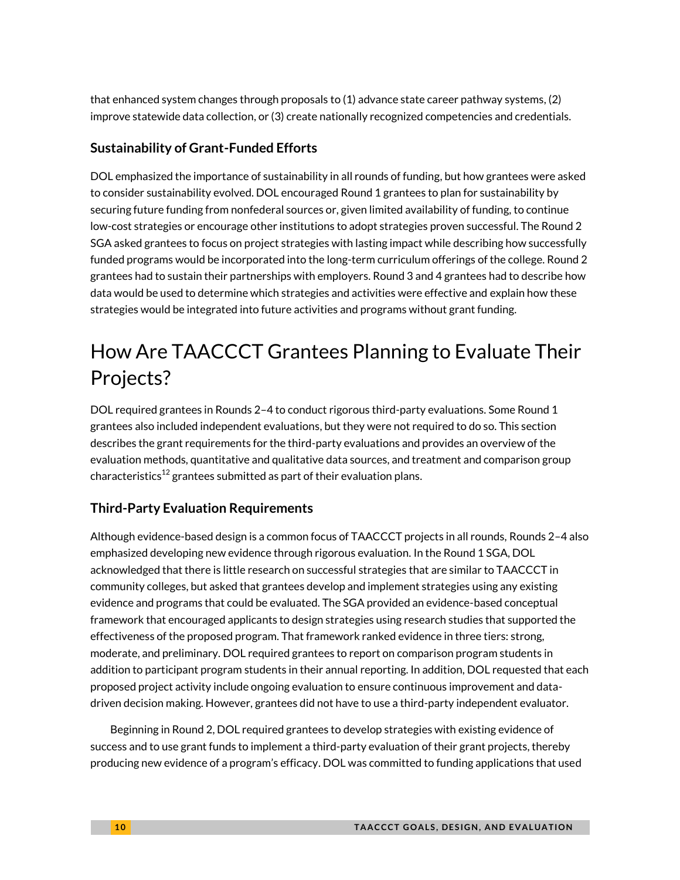that enhanced system changes through proposals to (1) advance state career pathway systems, (2) improve statewide data collection, or (3) create nationally recognized competencies and credentials.

### Sustainability of Grant-Funded Efforts

DOL emphasized the importance of sustainability in all rounds of funding, but how grantees were asked to consider sustainability evolved. DOL encouraged Round 1 grantees to plan for sustainability by securing future funding from nonfederal sources or, given limited availability of funding, to continue low-cost strategies or encourage other institutions to adopt strategies proven successful. The Round 2 SGA asked grantees to focus on project strategies with lasting impact while describing how successfully funded programs would be incorporated into the long-term curriculum offerings of the college. Round 2 grantees had to sustain their partnerships with employers. Round 3 and 4 grantees had to describe how data would be used to determine which strategies and activities were effective and explain how these strategies would be integrated into future activities and programs without grant funding.

## How Are TAACCCT Grantees Planning to Evaluate Their Projects?

DOL required grantees in Rounds 2–4 to conduct rigorous third-party evaluations. Some Round 1 grantees also included independent evaluations, but they were not required to do so. This section describes the grant requirements for the third-party evaluations and provides an overview of the evaluation methods, quantitative and qualitative data sources, and treatment and comparison group characteristics[12] grantees submitted as part of their evaluation plans.

### Third-Party Evaluation Requirements

Although evidence-based design is a common focus of TAACCCT projects in all rounds, Rounds 2–4 also emphasized developing new evidence through rigorous evaluation. In the Round 1 SGA, DOL acknowledged that there is little research on successful strategies that are similar to TAACCCT in community colleges, but asked that grantees develop and implement strategies using any existing evidence and programs that could be evaluated. The SGA provided an evidence-based conceptual framework that encouraged applicants to design strategies using research studies that supported the effectiveness of the proposed program. That framework ranked evidence in three tiers: strong, moderate, and preliminary. DOL required grantees to report on comparison program students in addition to participant program students in their annual reporting. In addition, DOL requested that each proposed project activity include ongoing evaluation to ensure continuous improvement and data-driven decision making. However, grantees did not have to use a third-party independent evaluator.

Beginning in Round 2, DOL required grantees to develop strategies with existing evidence of success and to use grant funds to implement a third-party evaluation of their grant projects, thereby producing new evidence of a program's efficacy. DOL was committed to funding applications that used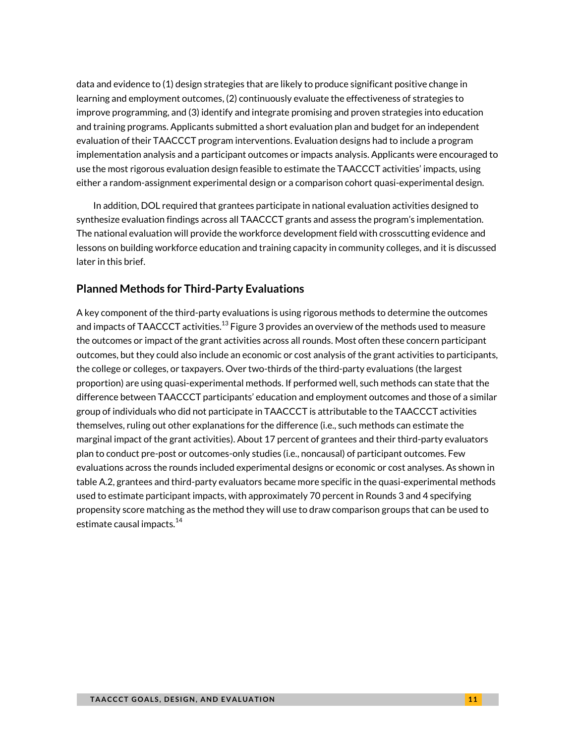data and evidence to (1) design strategies that are likely to produce significant positive change in learning and employment outcomes, (2) continuously evaluate the effectiveness of strategies to improve programming, and (3) identify and integrate promising and proven strategies into education and training programs. Applicants submitted a short evaluation plan and budget for an independent evaluation of their TAACCCT program interventions. Evaluation designs had to include a program implementation analysis and a participant outcomes or impacts analysis. Applicants were encouraged to use the most rigorous evaluation design feasible to estimate the TAACCCT activities' impacts, using either a random-assignment experimental design or a comparison cohort quasi-experimental design.

In addition, DOL required that grantees participate in national evaluation activities designed to synthesize evaluation findings across all TAACCCT grants and assess the program's implementation. The national evaluation will provide the workforce development field with crosscutting evidence and lessons on building workforce education and training capacity in community colleges, and it is discussed later in this brief.

## Planned Methods for Third-Party Evaluations

A key component of the third-party evaluations is using rigorous methods to determine the outcomes and impacts of TAACCCT activities.[13] Figure 3 provides an overview of the methods used to measure the outcomes or impact of the grant activities across all rounds. Most often these concern participant outcomes, but they could also include an economic or cost analysis of the grant activities to participants, the college or colleges, or taxpayers. Over two-thirds of the third-party evaluations (the largest proportion) are using quasi-experimental methods. If performed well, such methods can state that the difference between TAACCCT participants' education and employment outcomes and those of a similar group of individuals who did not participate in TAACCCT is attributable to the TAACCCT activities themselves, ruling out other explanations for the difference (i.e., such methods can estimate the marginal impact of the grant activities). About 17 percent of grantees and their third-party evaluators plan to conduct pre-post or outcomes-only studies (i.e., noncausal) of participant outcomes. Few evaluations across the rounds included experimental designs or economic or cost analyses. As shown in table A.2, grantees and third-party evaluators became more specific in the quasi-experimental methods used to estimate participant impacts, with approximately 70 percent in Rounds 3 and 4 specifying propensity score matching as the method they will use to draw comparison groups that can be used to estimate causal impacts.[14]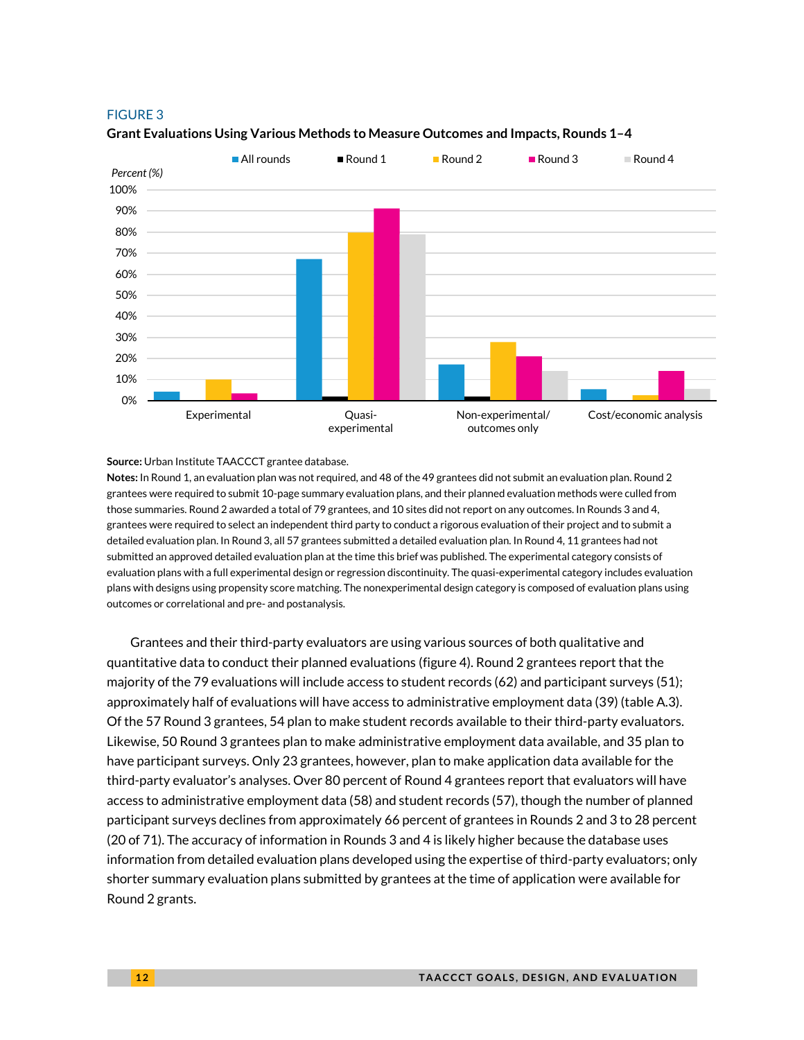FIGURE 3

**Grant Evaluations Using Various Methods to Measure Outcomes and Impacts, Rounds 1–4**

**Source:** Urban Institute TAACCCT grantee database.

**Notes:** In Round 1, an evaluation plan was not required, and 48 of the 49 grantees did not submit an evaluation plan. Round 2 grantees were required to submit 10-page summary evaluation plans, and their planned evaluation methods were culled from those summaries. Round 2 awarded a total of 79 grantees, and 10 sites did not report on any outcomes. In Rounds 3 and 4, grantees were required to select an independent third party to conduct a rigorous evaluation of their project and to submit a detailed evaluation plan. In Round 3, all 57 grantees submitted a detailed evaluation plan. In Round 4, 11 grantees had not submitted an approved detailed evaluation plan at the time this brief was published. The experimental category consists of evaluation plans with a full experimental design or regression discontinuity. The quasi-experimental category includes evaluation plans with designs using propensity score matching. The nonexperimental design category is composed of evaluation plans using outcomes or correlational and pre- and postanalysis.

Grantees and their third-party evaluators are using various sources of both qualitative and quantitative data to conduct their planned evaluations (figure 4). Round 2 grantees report that the majority of the 79 evaluations will include access to student records (62) and participant surveys (51); approximately half of evaluations will have access to administrative employment data (39) (table A.3). Of the 57 Round 3 grantees, 54 plan to make student records available to their third-party evaluators. Likewise, 50 Round 3 grantees plan to make administrative employment data available, and 35 plan to have participant surveys. Only 23 grantees, however, plan to make application data available for the third-party evaluator's analyses. Over 80 percent of Round 4 grantees report that evaluators will have access to administrative employment data (58) and student records (57), though the number of planned participant surveys declines from approximately 66 percent of grantees in Rounds 2 and 3 to 28 percent (20 of 71). The accuracy of information in Rounds 3 and 4 is likely higher because the database uses information from detailed evaluation plans developed using the expertise of third-party evaluators; only shorter summary evaluation plans submitted by grantees at the time of application were available for Round 2 grants.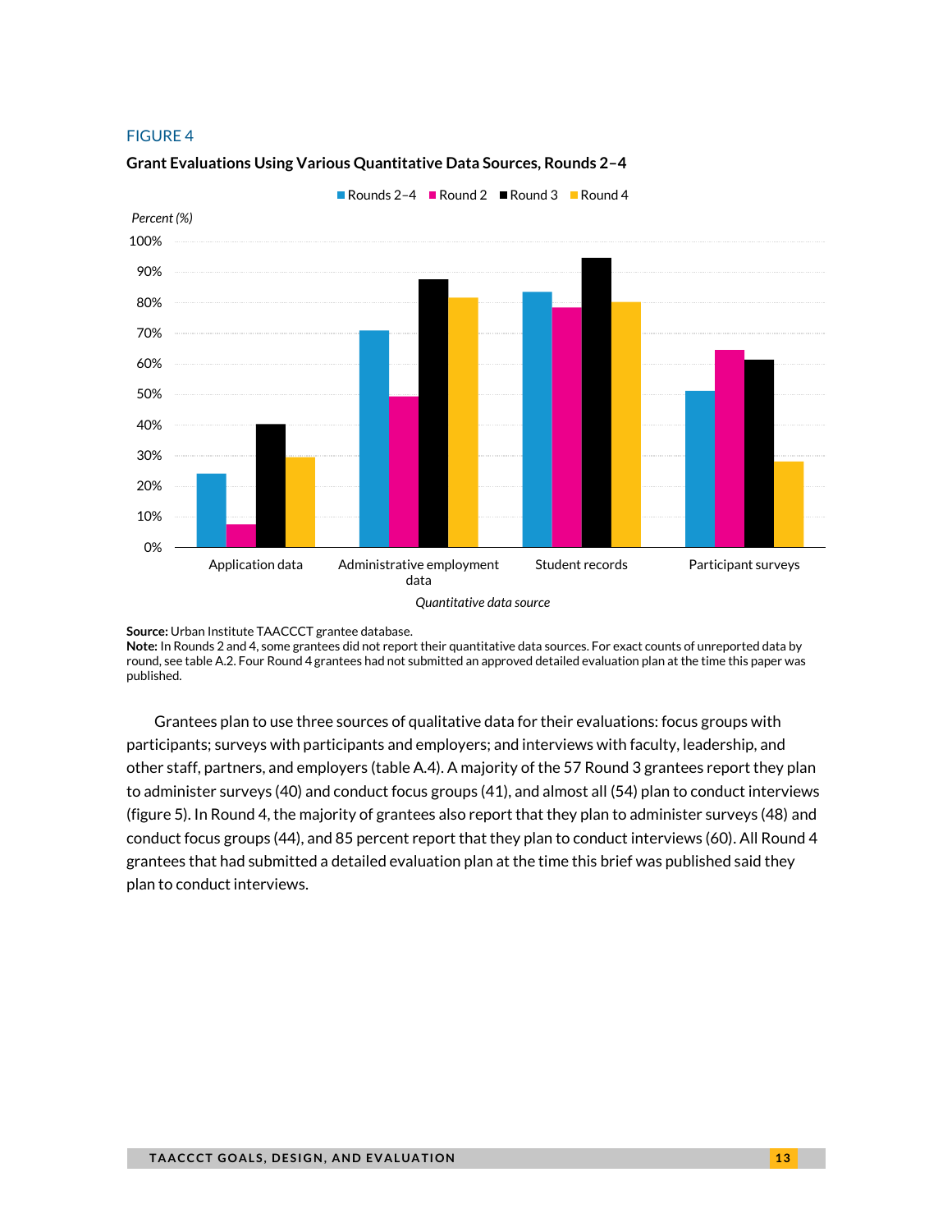FIGURE 4

**Grant Evaluations Using Various Quantitative Data Sources, Rounds 2–4**

**Source:** Urban Institute TAACCCT grantee database.
**Note:** In Rounds 2 and 4, some grantees did not report their quantitative data sources. For exact counts of unreported data by round, see table A.2. Four Round 4 grantees had not submitted an approved detailed evaluation plan at the time this paper was published.

Grantees plan to use three sources of qualitative data for their evaluations: focus groups with participants; surveys with participants and employers; and interviews with faculty, leadership, and other staff, partners, and employers (table A.4). A majority of the 57 Round 3 grantees report they plan to administer surveys (40) and conduct focus groups (41), and almost all (54) plan to conduct interviews (figure 5). In Round 4, the majority of grantees also report that they plan to administer surveys (48) and conduct focus groups (44), and 85 percent report that they plan to conduct interviews (60). All Round 4 grantees that had submitted a detailed evaluation plan at the time this brief was published said they plan to conduct interviews.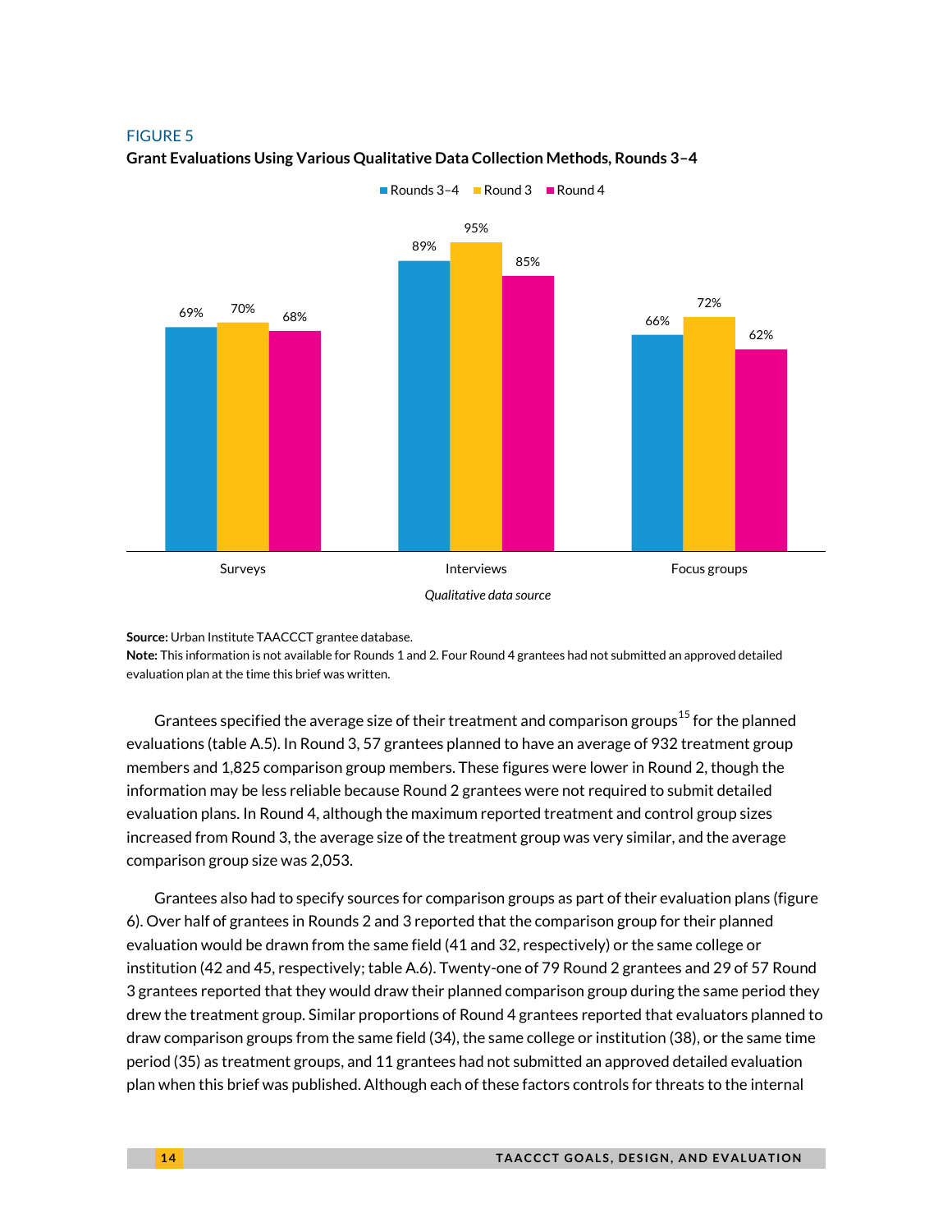FIGURE 5

**Grant Evaluations Using Various Qualitative Data Collection Methods, Rounds 3–4**

| Qualitative data source | Rounds 3–4 | Round 3 | Round 4 |
|---|---|---|---|
| Surveys | 69% | 70% | 68% |
| Interviews | 89% | 95% | 85% |
| Focus groups | 66% | 72% | 62% |

**Source:** Urban Institute TAACCCT grantee database.

**Note:** This information is not available for Rounds 1 and 2. Four Round 4 grantees had not submitted an approved detailed evaluation plan at the time this brief was written.

Grantees specified the average size of their treatment and comparison groups[15] for the planned evaluations (table A.5). In Round 3, 57 grantees planned to have an average of 932 treatment group members and 1,825 comparison group members. These figures were lower in Round 2, though the information may be less reliable because Round 2 grantees were not required to submit detailed evaluation plans. In Round 4, although the maximum reported treatment and control group sizes increased from Round 3, the average size of the treatment group was very similar, and the average comparison group size was 2,053.

Grantees also had to specify sources for comparison groups as part of their evaluation plans (figure 6). Over half of grantees in Rounds 2 and 3 reported that the comparison group for their planned evaluation would be drawn from the same field (41 and 32, respectively) or the same college or institution (42 and 45, respectively; table A.6). Twenty-one of 79 Round 2 grantees and 29 of 57 Round 3 grantees reported that they would draw their planned comparison group during the same period they drew the treatment group. Similar proportions of Round 4 grantees reported that evaluators planned to draw comparison groups from the same field (34), the same college or institution (38), or the same time period (35) as treatment groups, and 11 grantees had not submitted an approved detailed evaluation plan when this brief was published. Although each of these factors controls for threats to the internal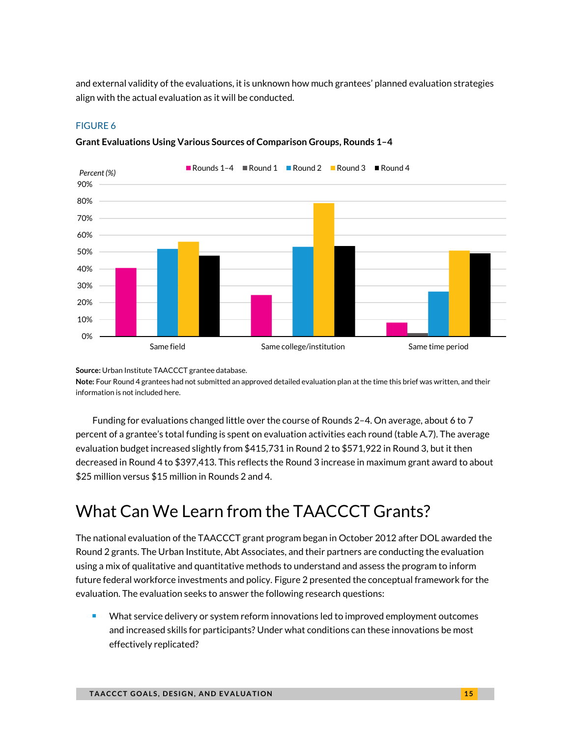and external validity of the evaluations, it is unknown how much grantees' planned evaluation strategies align with the actual evaluation as it will be conducted.

FIGURE 6

**Grant Evaluations Using Various Sources of Comparison Groups, Rounds 1–4**

**Source:** Urban Institute TAACCCT grantee database.
**Note:** Four Round 4 grantees had not submitted an approved detailed evaluation plan at the time this brief was written, and their information is not included here.

Funding for evaluations changed little over the course of Rounds 2–4. On average, about 6 to 7 percent of a grantee's total funding is spent on evaluation activities each round (table A.7). The average evaluation budget increased slightly from $415,731 in Round 2 to $571,922 in Round 3, but it then decreased in Round 4 to $397,413. This reflects the Round 3 increase in maximum grant award to about $25 million versus $15 million in Rounds 2 and 4.

# What Can We Learn from the TAACCCT Grants?

The national evaluation of the TAACCCT grant program began in October 2012 after DOL awarded the Round 2 grants. The Urban Institute, Abt Associates, and their partners are conducting the evaluation using a mix of qualitative and quantitative methods to understand and assess the program to inform future federal workforce investments and policy. Figure 2 presented the conceptual framework for the evaluation. The evaluation seeks to answer the following research questions:

- What service delivery or system reform innovations led to improved employment outcomes and increased skills for participants? Under what conditions can these innovations be most effectively replicated?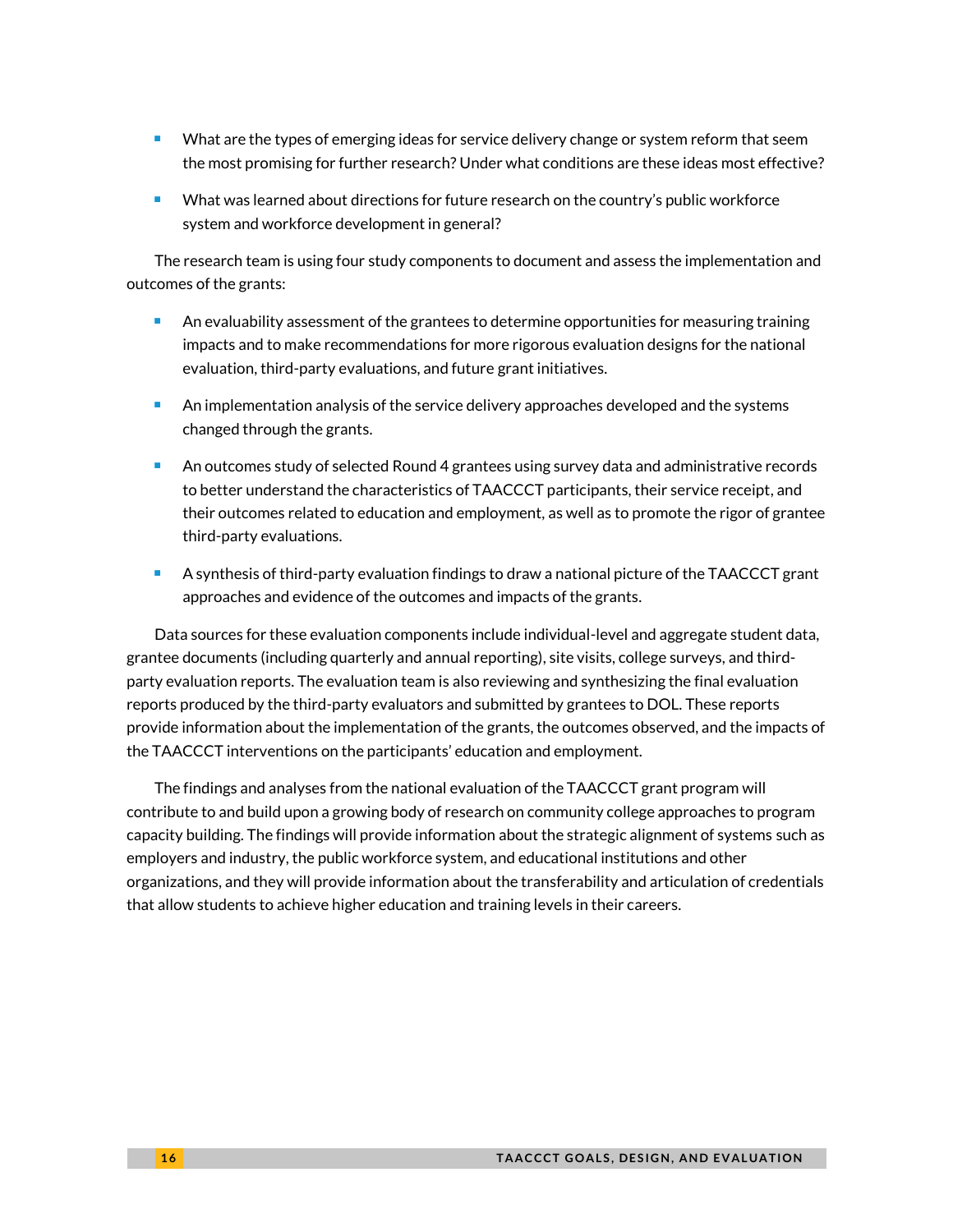- What are the types of emerging ideas for service delivery change or system reform that seem the most promising for further research? Under what conditions are these ideas most effective?
- What was learned about directions for future research on the country's public workforce system and workforce development in general?

The research team is using four study components to document and assess the implementation and outcomes of the grants:

- An evaluability assessment of the grantees to determine opportunities for measuring training impacts and to make recommendations for more rigorous evaluation designs for the national evaluation, third-party evaluations, and future grant initiatives.
- An implementation analysis of the service delivery approaches developed and the systems changed through the grants.
- An outcomes study of selected Round 4 grantees using survey data and administrative records to better understand the characteristics of TAACCCT participants, their service receipt, and their outcomes related to education and employment, as well as to promote the rigor of grantee third-party evaluations.
- A synthesis of third-party evaluation findings to draw a national picture of the TAACCCT grant approaches and evidence of the outcomes and impacts of the grants.

Data sources for these evaluation components include individual-level and aggregate student data, grantee documents (including quarterly and annual reporting), site visits, college surveys, and third-party evaluation reports. The evaluation team is also reviewing and synthesizing the final evaluation reports produced by the third-party evaluators and submitted by grantees to DOL. These reports provide information about the implementation of the grants, the outcomes observed, and the impacts of the TAACCCT interventions on the participants' education and employment.

The findings and analyses from the national evaluation of the TAACCCT grant program will contribute to and build upon a growing body of research on community college approaches to program capacity building. The findings will provide information about the strategic alignment of systems such as employers and industry, the public workforce system, and educational institutions and other organizations, and they will provide information about the transferability and articulation of credentials that allow students to achieve higher education and training levels in their careers.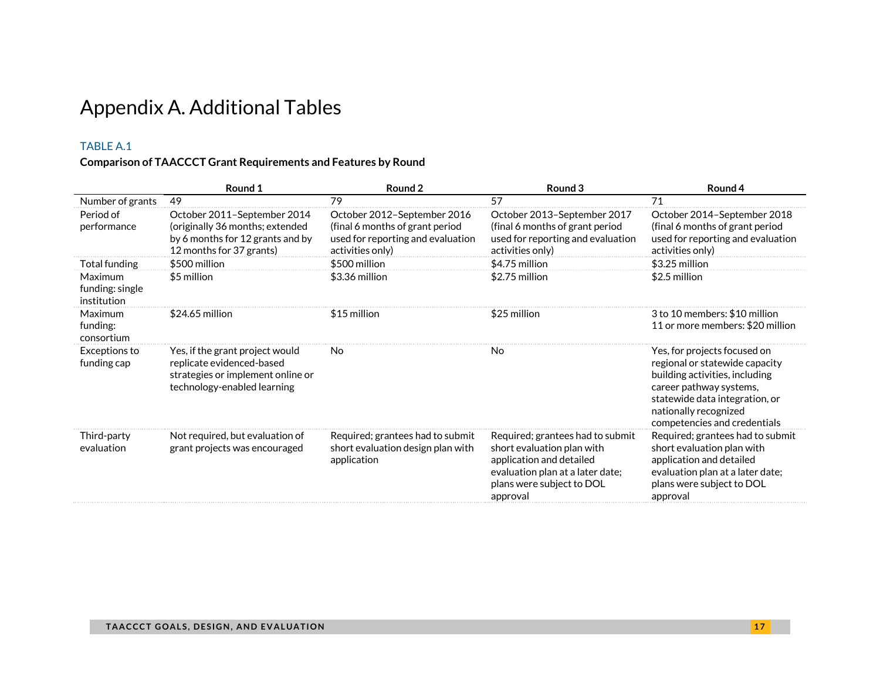# Appendix A. Additional Tables

TABLE A.1

**Comparison of TAACCCT Grant Requirements and Features by Round**

| | Round 1 | Round 2 | Round 3 | Round 4 |
|---|---|---|---|---|
| Number of grants | 49 | 79 | 57 | 71 |
| Period of performance | October 2011–September 2014 (originally 36 months; extended by 6 months for 12 grants and by 12 months for 37 grants) | October 2012–September 2016 (final 6 months of grant period used for reporting and evaluation activities only) | October 2013–September 2017 (final 6 months of grant period used for reporting and evaluation activities only) | October 2014–September 2018 (final 6 months of grant period used for reporting and evaluation activities only) |
| Total funding | $500 million | $500 million | $4.75 million | $3.25 million |
| Maximum funding: single institution | $5 million | $3.36 million | $2.75 million | $2.5 million |
| Maximum funding: consortium | $24.65 million | $15 million | $25 million | 3 to 10 members: $10 million<br>11 or more members: $20 million |
| Exceptions to funding cap | Yes, if the grant project would replicate evidenced-based strategies or implement online or technology-enabled learning | No | No | Yes, for projects focused on regional or statewide capacity building activities, including career pathway systems, statewide data integration, or nationally recognized competencies and credentials |
| Third-party evaluation | Not required, but evaluation of grant projects was encouraged | Required; grantees had to submit short evaluation design plan with application | Required; grantees had to submit short evaluation plan with application and detailed evaluation plan at a later date; plans were subject to DOL approval | Required; grantees had to submit short evaluation plan with application and detailed evaluation plan at a later date; plans were subject to DOL approval |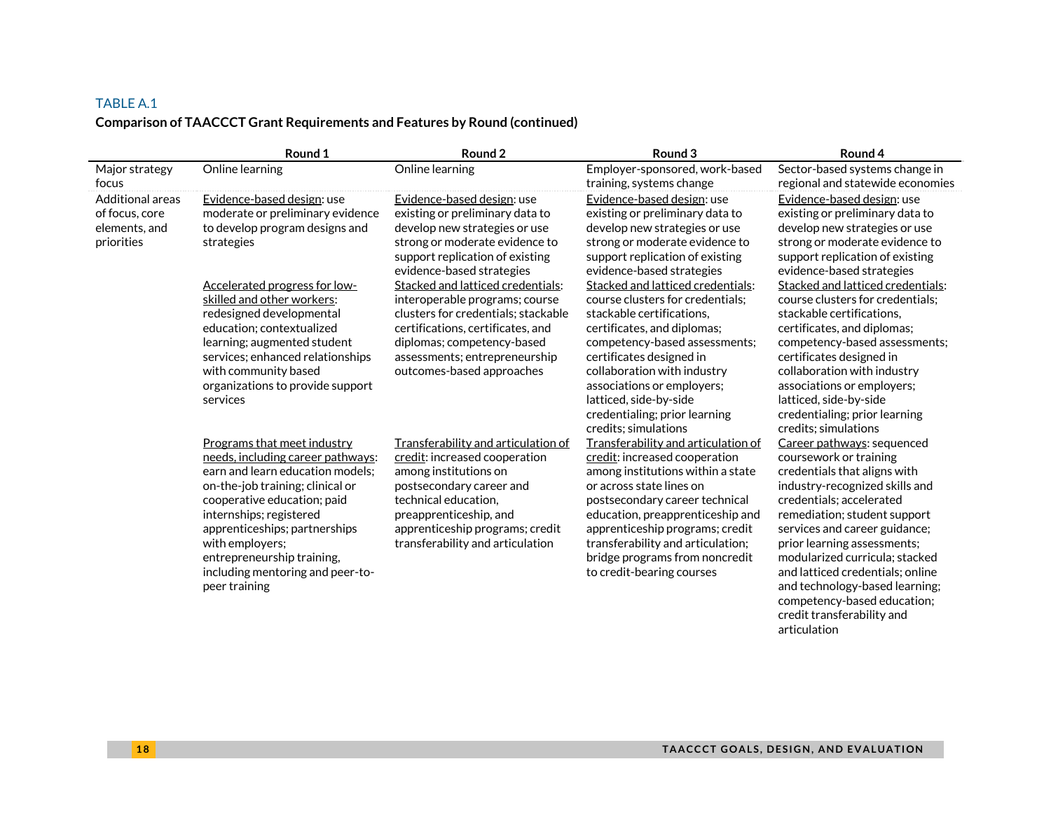TABLE A.1

**Comparison of TAACCCT Grant Requirements and Features by Round (continued)**

| | Round 1 | Round 2 | Round 3 | Round 4 |
|---|---|---|---|---|
| Major strategy focus | Online learning | Online learning | Employer-sponsored, work-based training, systems change | Sector-based systems change in regional and statewide economies |
| Additional areas of focus, core elements, and priorities | Evidence-based design: use moderate or preliminary evidence to develop program designs and strategies | Evidence-based design: use existing or preliminary data to develop new strategies or use strong or moderate evidence to support replication of existing evidence-based strategies | Evidence-based design: use existing or preliminary data to develop new strategies or use strong or moderate evidence to support replication of existing evidence-based strategies | Evidence-based design: use existing or preliminary data to develop new strategies or use strong or moderate evidence to support replication of existing evidence-based strategies |
| | Accelerated progress for low-skilled and other workers: redesigned developmental education; contextualized learning; augmented student services; enhanced relationships with community based organizations to provide support services | Stacked and latticed credentials: interoperable programs; course clusters for credentials; stackable certifications, certificates, and diplomas; competency-based assessments; entrepreneurship outcomes-based approaches | Stacked and latticed credentials: course clusters for credentials; stackable certifications, certificates, and diplomas; competency-based assessments; certificates designed in collaboration with industry associations or employers; latticed, side-by-side credentialing; prior learning credits; simulations | Stacked and latticed credentials: course clusters for credentials; stackable certifications, certificates, and diplomas; competency-based assessments; certificates designed in collaboration with industry associations or employers; latticed, side-by-side credentialing; prior learning credits; simulations |
| | Programs that meet industry needs, including career pathways: earn and learn education models; on-the-job training; clinical or cooperative education; paid internships; registered apprenticeships; partnerships with employers; entrepreneurship training, including mentoring and peer-to-peer training | Transferability and articulation of credit: increased cooperation among institutions on postsecondary career and technical education, preapprenticeship, and apprenticeship programs; credit transferability and articulation | Transferability and articulation of credit: increased cooperation among institutions within a state or across state lines on postsecondary career technical education, preapprenticeship and apprenticeship programs; credit transferability and articulation; bridge programs from noncredit to credit-bearing courses | Career pathways: sequenced coursework or training credentials that aligns with industry-recognized skills and credentials; accelerated remediation; student support services and career guidance; prior learning assessments; modularized curricula; stacked and latticed credentials; online and technology-based learning; competency-based education; credit transferability and articulation |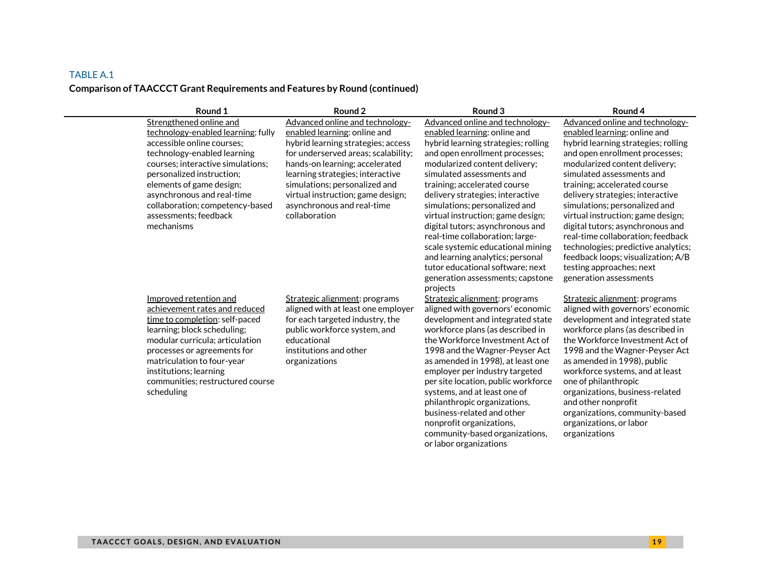TABLE A.1

**Comparison of TAACCCT Grant Requirements and Features by Round (continued)**

| | Round 1 | Round 2 | Round 3 | Round 4 |
|---|---|---|---|---|
| | Strengthened online and technology-enabled learning: fully accessible online courses; technology-enabled learning courses; interactive simulations; personalized instruction; elements of game design; asynchronous and real-time collaboration; competency-based assessments; feedback mechanisms | Advanced online and technology-enabled learning: online and hybrid learning strategies; access for underserved areas; scalability; hands-on learning; accelerated learning strategies; interactive simulations; personalized and virtual instruction; game design; asynchronous and real-time collaboration | Advanced online and technology-enabled learning: online and hybrid learning strategies; rolling and open enrollment processes; modularized content delivery; simulated assessments and training; accelerated course delivery strategies; interactive simulations; personalized and virtual instruction; game design; digital tutors; asynchronous and real-time collaboration; large-scale systemic educational mining and learning analytics; personal tutor educational software; next generation assessments; capstone projects | Advanced online and technology-enabled learning: online and hybrid learning strategies; rolling and open enrollment processes; modularized content delivery; simulated assessments and training; accelerated course delivery strategies; interactive simulations; personalized and virtual instruction; game design; digital tutors; asynchronous and real-time collaboration; feedback technologies; predictive analytics; feedback loops; visualization; A/B testing approaches; next generation assessments |
| | Improved retention and achievement rates and reduced time to completion: self-paced learning; block scheduling; modular curricula; articulation processes or agreements for matriculation to four-year institutions; learning communities; restructured course scheduling | Strategic alignment: programs aligned with at least one employer for each targeted industry, the public workforce system, and educational institutions and other organizations | Strategic alignment: programs aligned with governors' economic development and integrated state workforce plans (as described in the Workforce Investment Act of 1998 and the Wagner-Peyser Act as amended in 1998), at least one employer per industry targeted per site location, public workforce systems, and at least one of philanthropic organizations, business-related and other nonprofit organizations, community-based organizations, or labor organizations | Strategic alignment: programs aligned with governors' economic development and integrated state workforce plans (as described in the Workforce Investment Act of 1998 and the Wagner-Peyser Act as amended in 1998), public workforce systems, and at least one of philanthropic organizations, business-related and other nonprofit organizations, community-based organizations, or labor organizations |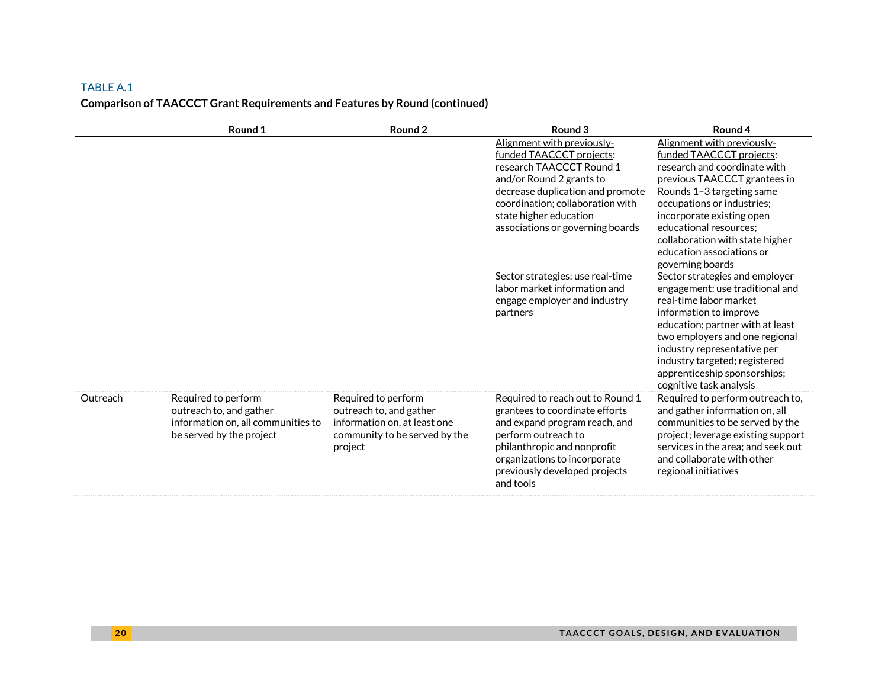TABLE A.1

**Comparison of TAACCCT Grant Requirements and Features by Round (continued)**

| | Round 1 | Round 2 | Round 3 | Round 4 |
|---|---|---|---|---|
| | | | Alignment with previously-funded TAACCCT projects: research TAACCCT Round 1 and/or Round 2 grants to decrease duplication and promote coordination; collaboration with state higher education associations or governing boards | Alignment with previously-funded TAACCCT projects: research and coordinate with previous TAACCCT grantees in Rounds 1–3 targeting same occupations or industries; incorporate existing open educational resources; collaboration with state higher education associations or governing boards |
| | | | Sector strategies: use real-time labor market information and engage employer and industry partners | Sector strategies and employer engagement: use traditional and real-time labor market information to improve education; partner with at least two employers and one regional industry representative per industry targeted; registered apprenticeship sponsorships; cognitive task analysis |
| Outreach | Required to perform outreach to, and gather information on, all communities to be served by the project | Required to perform outreach to, and gather information on, at least one community to be served by the project | Required to reach out to Round 1 grantees to coordinate efforts and expand program reach, and perform outreach to philanthropic and nonprofit organizations to incorporate previously developed projects and tools | Required to perform outreach to, and gather information on, all communities to be served by the project; leverage existing support services in the area; and seek out and collaborate with other regional initiatives |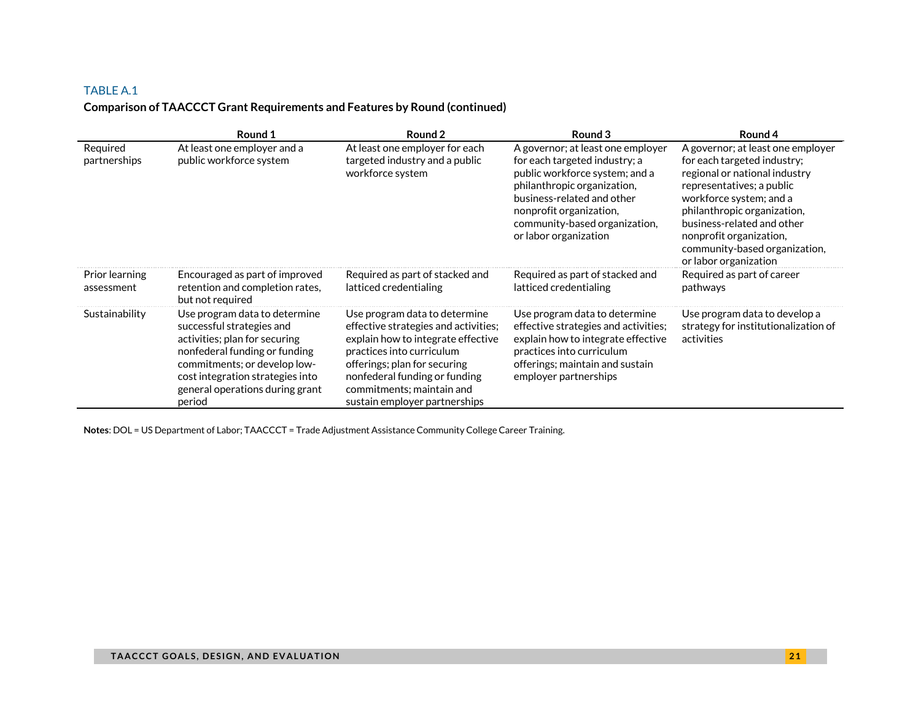TABLE A.1

**Comparison of TAACCCT Grant Requirements and Features by Round (continued)**

| | Round 1 | Round 2 | Round 3 | Round 4 |
|---|---|---|---|---|
| Required partnerships | At least one employer and a public workforce system | At least one employer for each targeted industry and a public workforce system | A governor; at least one employer for each targeted industry; a public workforce system; and a philanthropic organization, business-related and other nonprofit organization, community-based organization, or labor organization | A governor; at least one employer for each targeted industry; regional or national industry representatives; a public workforce system; and a philanthropic organization, business-related and other nonprofit organization, community-based organization, or labor organization |
| Prior learning assessment | Encouraged as part of improved retention and completion rates, but not required | Required as part of stacked and latticed credentialing | Required as part of stacked and latticed credentialing | Required as part of career pathways |
| Sustainability | Use program data to determine successful strategies and activities; plan for securing nonfederal funding or funding commitments; or develop low-cost integration strategies into general operations during grant period | Use program data to determine effective strategies and activities; explain how to integrate effective practices into curriculum offerings; plan for securing nonfederal funding or funding commitments; maintain and sustain employer partnerships | Use program data to determine effective strategies and activities; explain how to integrate effective practices into curriculum offerings; maintain and sustain employer partnerships | Use program data to develop a strategy for institutionalization of activities |

**Notes**: DOL = US Department of Labor; TAACCCT = Trade Adjustment Assistance Community College Career Training.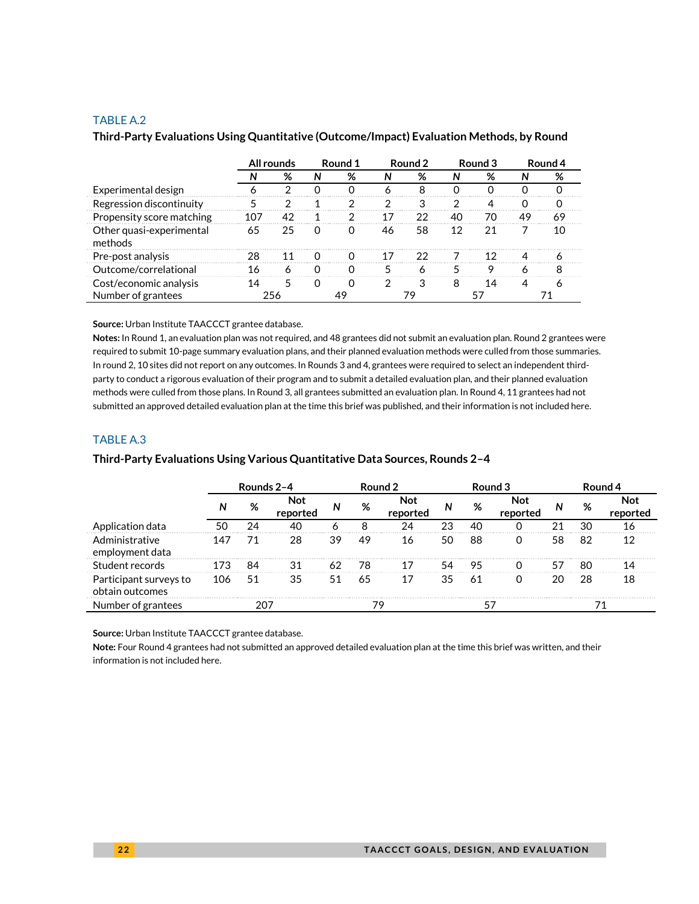TABLE A.2

**Third-Party Evaluations Using Quantitative (Outcome/Impact) Evaluation Methods, by Round**

| | All rounds | | Round 1 | | Round 2 | | Round 3 | | Round 4 | |
|---|---|---|---|---|---|---|---|---|---|---|
| | *N* | % | *N* | % | *N* | % | *N* | % | *N* | % |
| Experimental design | 6 | 2 | 0 | 0 | 6 | 8 | 0 | 0 | 0 | 0 |
| Regression discontinuity | 5 | 2 | 1 | 2 | 2 | 3 | 2 | 4 | 0 | 0 |
| Propensity score matching | 107 | 42 | 1 | 2 | 17 | 22 | 40 | 70 | 49 | 69 |
| Other quasi-experimental methods | 65 | 25 | 0 | 0 | 46 | 58 | 12 | 21 | 7 | 10 |
| Pre-post analysis | 28 | 11 | 0 | 0 | 17 | 22 | 7 | 12 | 4 | 6 |
| Outcome/correlational | 16 | 6 | 0 | 0 | 5 | 6 | 5 | 9 | 6 | 8 |
| Cost/economic analysis | 14 | 5 | 0 | 0 | 2 | 3 | 8 | 14 | 4 | 6 |
| Number of grantees | 256 | | 49 | | 79 | | 57 | | 71 | |

**Source:** Urban Institute TAACCCT grantee database.

**Notes:** In Round 1, an evaluation plan was not required, and 48 grantees did not submit an evaluation plan. Round 2 grantees were required to submit 10-page summary evaluation plans, and their planned evaluation methods were culled from those summaries. In round 2, 10 sites did not report on any outcomes. In Rounds 3 and 4, grantees were required to select an independent third-party to conduct a rigorous evaluation of their program and to submit a detailed evaluation plan, and their planned evaluation methods were culled from those plans. In Round 3, all grantees submitted an evaluation plan. In Round 4, 11 grantees had not submitted an approved detailed evaluation plan at the time this brief was published, and their information is not included here.

TABLE A.3

**Third-Party Evaluations Using Various Quantitative Data Sources, Rounds 2–4**

| | Rounds 2–4 | | | Round 2 | | | Round 3 | | | Round 4 | | |
|---|---|---|---|---|---|---|---|---|---|---|---|---|
| | *N* | % | Not reported | *N* | % | Not reported | *N* | % | Not reported | *N* | % | Not reported |
| Application data | 50 | 24 | 40 | 6 | 8 | 24 | 23 | 40 | 0 | 21 | 30 | 16 |
| Administrative employment data | 147 | 71 | 28 | 39 | 49 | 16 | 50 | 88 | 0 | 58 | 82 | 12 |
| Student records | 173 | 84 | 31 | 62 | 78 | 17 | 54 | 95 | 0 | 57 | 80 | 14 |
| Participant surveys to obtain outcomes | 106 | 51 | 35 | 51 | 65 | 17 | 35 | 61 | 0 | 20 | 28 | 18 |
| Number of grantees | 207 | | | 79 | | | 57 | | | 71 | | |

**Source:** Urban Institute TAACCCT grantee database.

**Note:** Four Round 4 grantees had not submitted an approved detailed evaluation plan at the time this brief was written, and their information is not included here.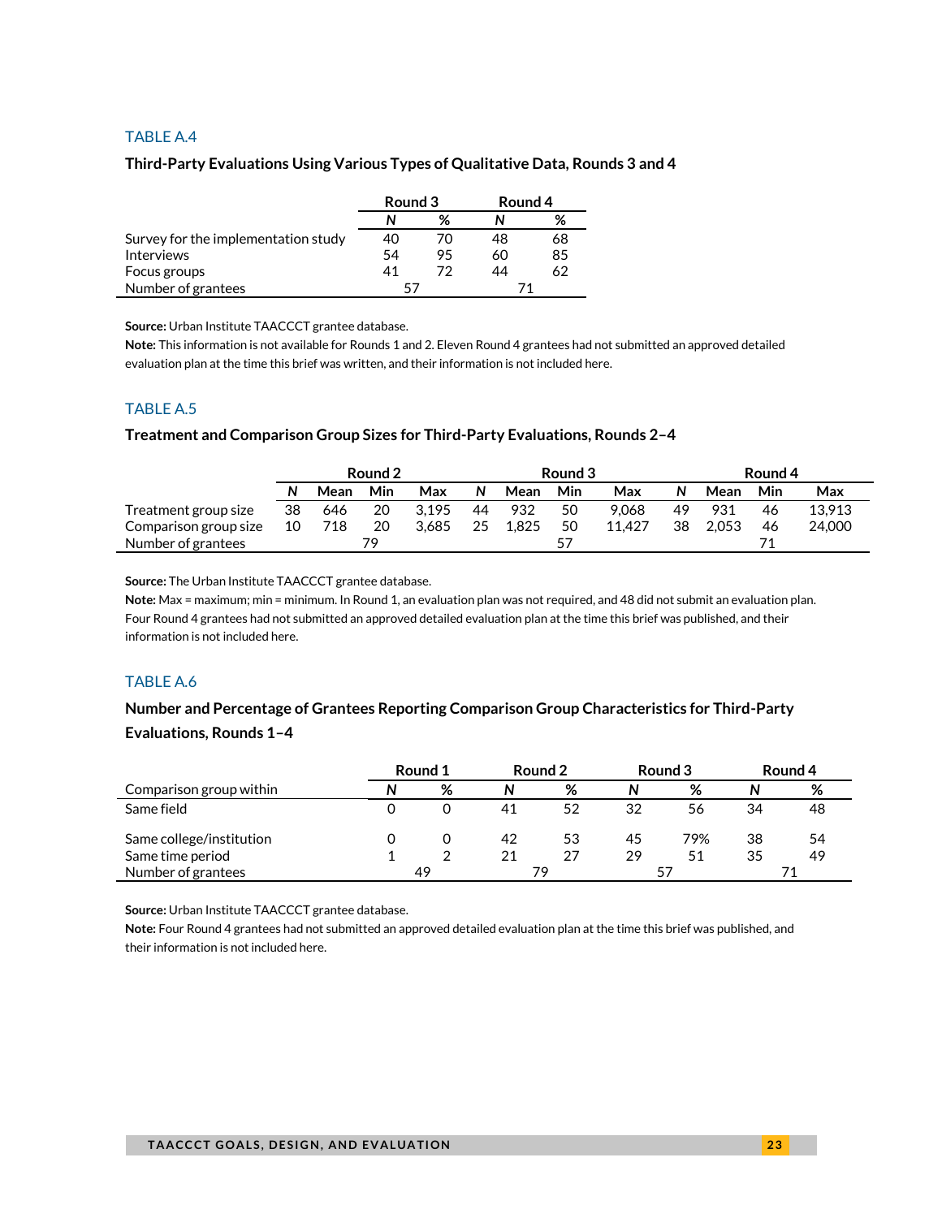### TABLE A.4

**Third-Party Evaluations Using Various Types of Qualitative Data, Rounds 3 and 4**

| | Round 3 | | Round 4 | |
|---|---|---|---|---|
| | *N* | % | *N* | % |
| Survey for the implementation study | 40 | 70 | 48 | 68 |
| Interviews | 54 | 95 | 60 | 85 |
| Focus groups | 41 | 72 | 44 | 62 |
| Number of grantees | 57 | | 71 | |

**Source:** Urban Institute TAACCCT grantee database.
**Note:** This information is not available for Rounds 1 and 2. Eleven Round 4 grantees had not submitted an approved detailed evaluation plan at the time this brief was written, and their information is not included here.

### TABLE A.5

**Treatment and Comparison Group Sizes for Third-Party Evaluations, Rounds 2–4**

| | Round 2 | | | | Round 3 | | | | Round 4 | | | |
|---|---|---|---|---|---|---|---|---|---|---|---|---|
| | *N* | Mean | Min | Max | *N* | Mean | Min | Max | *N* | Mean | Min | Max |
| Treatment group size | 38 | 646 | 20 | 3,195 | 44 | 932 | 50 | 9,068 | 49 | 931 | 46 | 13,913 |
| Comparison group size | 10 | 718 | 20 | 3,685 | 25 | 1,825 | 50 | 11,427 | 38 | 2,053 | 46 | 24,000 |
| Number of grantees | | | 79 | | | | 57 | | | | 71 | |

**Source:** The Urban Institute TAACCCT grantee database.
**Note:** Max = maximum; min = minimum. In Round 1, an evaluation plan was not required, and 48 did not submit an evaluation plan. Four Round 4 grantees had not submitted an approved detailed evaluation plan at the time this brief was published, and their information is not included here.

### TABLE A.6

**Number and Percentage of Grantees Reporting Comparison Group Characteristics for Third-Party Evaluations, Rounds 1–4**

| | Round 1 | | Round 2 | | Round 3 | | Round 4 | |
|---|---|---|---|---|---|---|---|---|
| Comparison group within | *N* | % | *N* | % | *N* | % | *N* | % |
| Same field | 0 | 0 | 41 | 52 | 32 | 56 | 34 | 48 |
| Same college/institution | 0 | 0 | 42 | 53 | 45 | 79% | 38 | 54 |
| Same time period | 1 | 2 | 21 | 27 | 29 | 51 | 35 | 49 |
| Number of grantees | 49 | | 79 | | 57 | | 71 | |

**Source:** Urban Institute TAACCCT grantee database.
**Note:** Four Round 4 grantees had not submitted an approved detailed evaluation plan at the time this brief was published, and their information is not included here.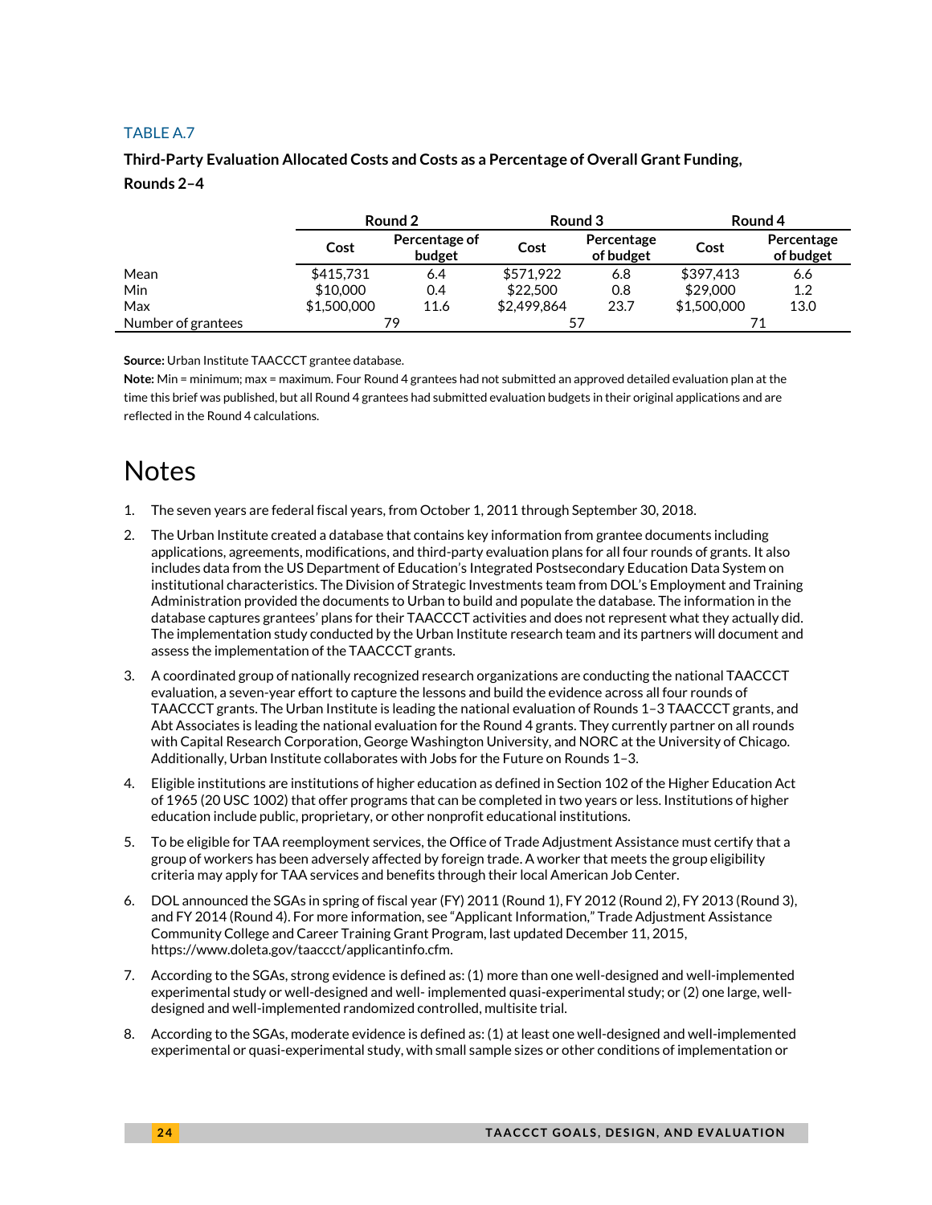TABLE A.7

**Third-Party Evaluation Allocated Costs and Costs as a Percentage of Overall Grant Funding, Rounds 2–4**

| | Round 2 | | Round 3 | | Round 4 | |
|---|---|---|---|---|---|---|
| | Cost | Percentage of budget | Cost | Percentage of budget | Cost | Percentage of budget |
| Mean | $415,731 | 6.4 | $571,922 | 6.8 | $397,413 | 6.6 |
| Min | $10,000 | 0.4 | $22,500 | 0.8 | $29,000 | 1.2 |
| Max | $1,500,000 | 11.6 | $2,499,864 | 23.7 | $1,500,000 | 13.0 |
| Number of grantees | 79 | | 57 | | 71 | |

**Source:** Urban Institute TAACCCT grantee database.

**Note:** Min = minimum; max = maximum. Four Round 4 grantees had not submitted an approved detailed evaluation plan at the time this brief was published, but all Round 4 grantees had submitted evaluation budgets in their original applications and are reflected in the Round 4 calculations.

# Notes

1. The seven years are federal fiscal years, from October 1, 2011 through September 30, 2018.
2. The Urban Institute created a database that contains key information from grantee documents including applications, agreements, modifications, and third-party evaluation plans for all four rounds of grants. It also includes data from the US Department of Education's Integrated Postsecondary Education Data System on institutional characteristics. The Division of Strategic Investments team from DOL's Employment and Training Administration provided the documents to Urban to build and populate the database. The information in the database captures grantees' plans for their TAACCCT activities and does not represent what they actually did. The implementation study conducted by the Urban Institute research team and its partners will document and assess the implementation of the TAACCCT grants.
3. A coordinated group of nationally recognized research organizations are conducting the national TAACCCT evaluation, a seven-year effort to capture the lessons and build the evidence across all four rounds of TAACCCT grants. The Urban Institute is leading the national evaluation of Rounds 1–3 TAACCCT grants, and Abt Associates is leading the national evaluation for the Round 4 grants. They currently partner on all rounds with Capital Research Corporation, George Washington University, and NORC at the University of Chicago. Additionally, Urban Institute collaborates with Jobs for the Future on Rounds 1–3.
4. Eligible institutions are institutions of higher education as defined in Section 102 of the Higher Education Act of 1965 (20 USC 1002) that offer programs that can be completed in two years or less. Institutions of higher education include public, proprietary, or other nonprofit educational institutions.
5. To be eligible for TAA reemployment services, the Office of Trade Adjustment Assistance must certify that a group of workers has been adversely affected by foreign trade. A worker that meets the group eligibility criteria may apply for TAA services and benefits through their local American Job Center.
6. DOL announced the SGAs in spring of fiscal year (FY) 2011 (Round 1), FY 2012 (Round 2), FY 2013 (Round 3), and FY 2014 (Round 4). For more information, see "Applicant Information," Trade Adjustment Assistance Community College and Career Training Grant Program, last updated December 11, 2015, https://www.doleta.gov/taaccct/applicantinfo.cfm.
7. According to the SGAs, strong evidence is defined as: (1) more than one well-designed and well-implemented experimental study or well-designed and well- implemented quasi-experimental study; or (2) one large, well-designed and well-implemented randomized controlled, multisite trial.
8. According to the SGAs, moderate evidence is defined as: (1) at least one well-designed and well-implemented experimental or quasi-experimental study, with small sample sizes or other conditions of implementation or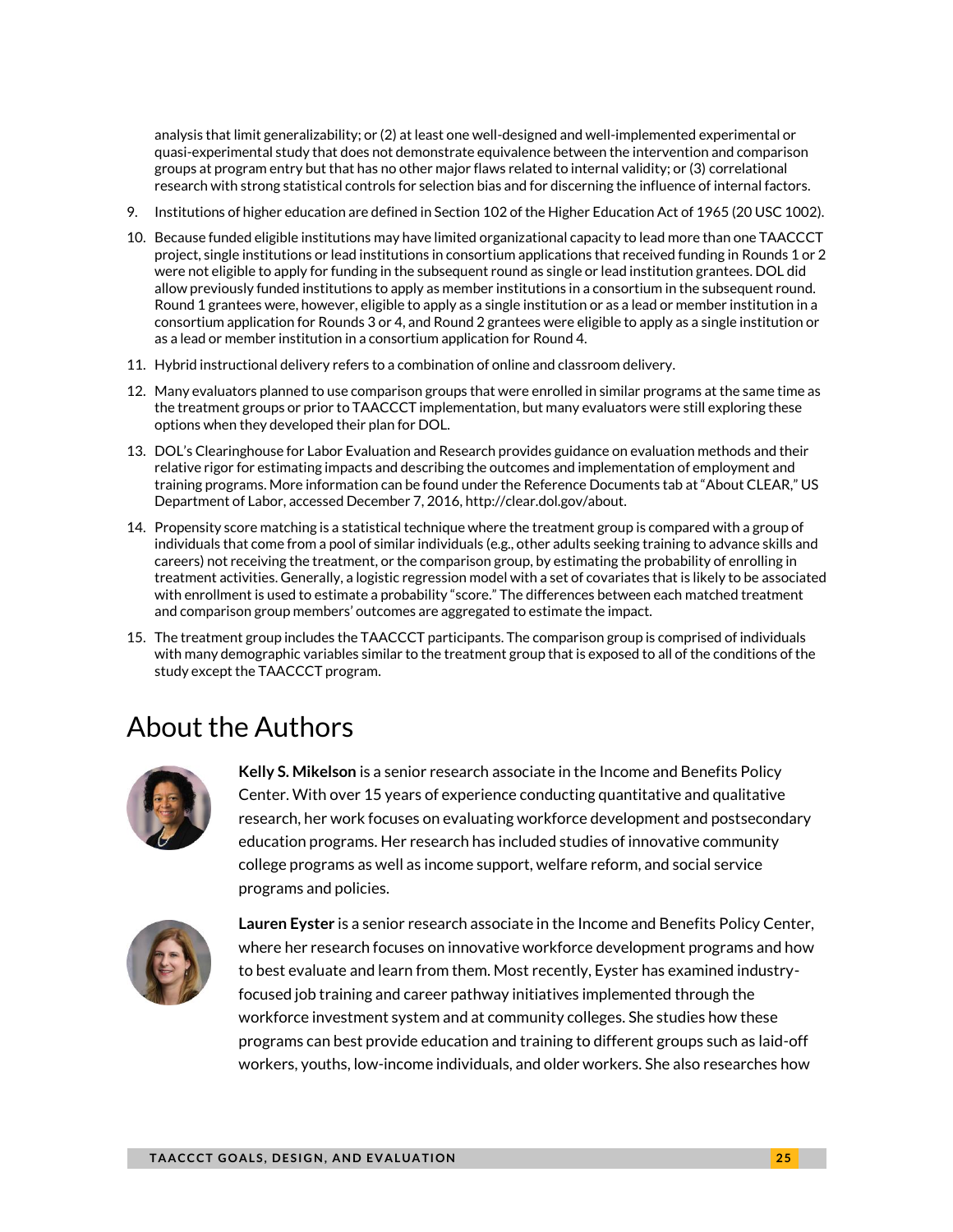analysis that limit generalizability; or (2) at least one well-designed and well-implemented experimental or quasi-experimental study that does not demonstrate equivalence between the intervention and comparison groups at program entry but that has no other major flaws related to internal validity; or (3) correlational research with strong statistical controls for selection bias and for discerning the influence of internal factors.

9. Institutions of higher education are defined in Section 102 of the Higher Education Act of 1965 (20 USC 1002).
10. Because funded eligible institutions may have limited organizational capacity to lead more than one TAACCCT project, single institutions or lead institutions in consortium applications that received funding in Rounds 1 or 2 were not eligible to apply for funding in the subsequent round as single or lead institution grantees. DOL did allow previously funded institutions to apply as member institutions in a consortium in the subsequent round. Round 1 grantees were, however, eligible to apply as a single institution or as a lead or member institution in a consortium application for Rounds 3 or 4, and Round 2 grantees were eligible to apply as a single institution or as a lead or member institution in a consortium application for Round 4.
11. Hybrid instructional delivery refers to a combination of online and classroom delivery.
12. Many evaluators planned to use comparison groups that were enrolled in similar programs at the same time as the treatment groups or prior to TAACCCT implementation, but many evaluators were still exploring these options when they developed their plan for DOL.
13. DOL's Clearinghouse for Labor Evaluation and Research provides guidance on evaluation methods and their relative rigor for estimating impacts and describing the outcomes and implementation of employment and training programs. More information can be found under the Reference Documents tab at "About CLEAR," US Department of Labor, accessed December 7, 2016, http://clear.dol.gov/about.
14. Propensity score matching is a statistical technique where the treatment group is compared with a group of individuals that come from a pool of similar individuals (e.g., other adults seeking training to advance skills and careers) not receiving the treatment, or the comparison group, by estimating the probability of enrolling in treatment activities. Generally, a logistic regression model with a set of covariates that is likely to be associated with enrollment is used to estimate a probability "score." The differences between each matched treatment and comparison group members' outcomes are aggregated to estimate the impact.
15. The treatment group includes the TAACCCT participants. The comparison group is comprised of individuals with many demographic variables similar to the treatment group that is exposed to all of the conditions of the study except the TAACCCT program.

# About the Authors

**Kelly S. Mikelson** is a senior research associate in the Income and Benefits Policy Center. With over 15 years of experience conducting quantitative and qualitative research, her work focuses on evaluating workforce development and postsecondary education programs. Her research has included studies of innovative community college programs as well as income support, welfare reform, and social service programs and policies.

**Lauren Eyster** is a senior research associate in the Income and Benefits Policy Center, where her research focuses on innovative workforce development programs and how to best evaluate and learn from them. Most recently, Eyster has examined industry-focused job training and career pathway initiatives implemented through the workforce investment system and at community colleges. She studies how these programs can best provide education and training to different groups such as laid-off workers, youths, low-income individuals, and older workers. She also researches how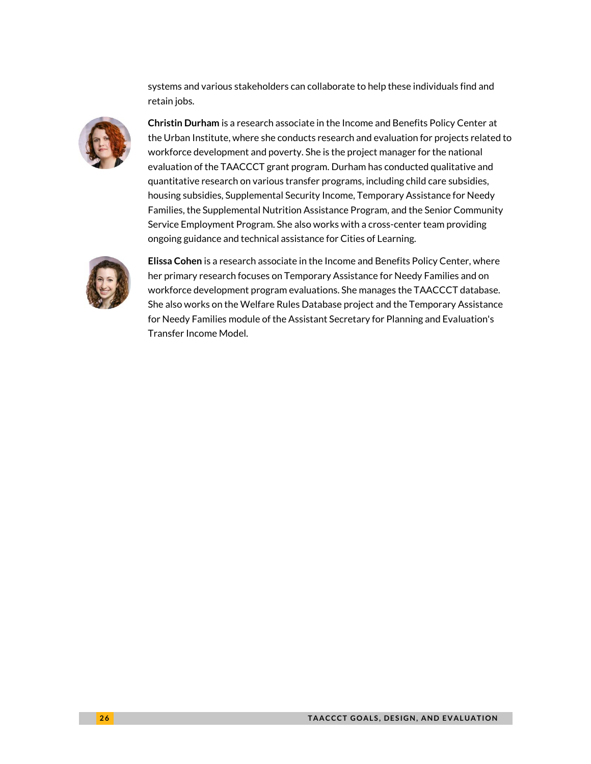systems and various stakeholders can collaborate to help these individuals find and retain jobs.

**Christin Durham** is a research associate in the Income and Benefits Policy Center at the Urban Institute, where she conducts research and evaluation for projects related to workforce development and poverty. She is the project manager for the national evaluation of the TAACCCT grant program. Durham has conducted qualitative and quantitative research on various transfer programs, including child care subsidies, housing subsidies, Supplemental Security Income, Temporary Assistance for Needy Families, the Supplemental Nutrition Assistance Program, and the Senior Community Service Employment Program. She also works with a cross-center team providing ongoing guidance and technical assistance for Cities of Learning.

**Elissa Cohen** is a research associate in the Income and Benefits Policy Center, where her primary research focuses on Temporary Assistance for Needy Families and on workforce development program evaluations. She manages the TAACCCT database. She also works on the Welfare Rules Database project and the Temporary Assistance for Needy Families module of the Assistant Secretary for Planning and Evaluation's Transfer Income Model.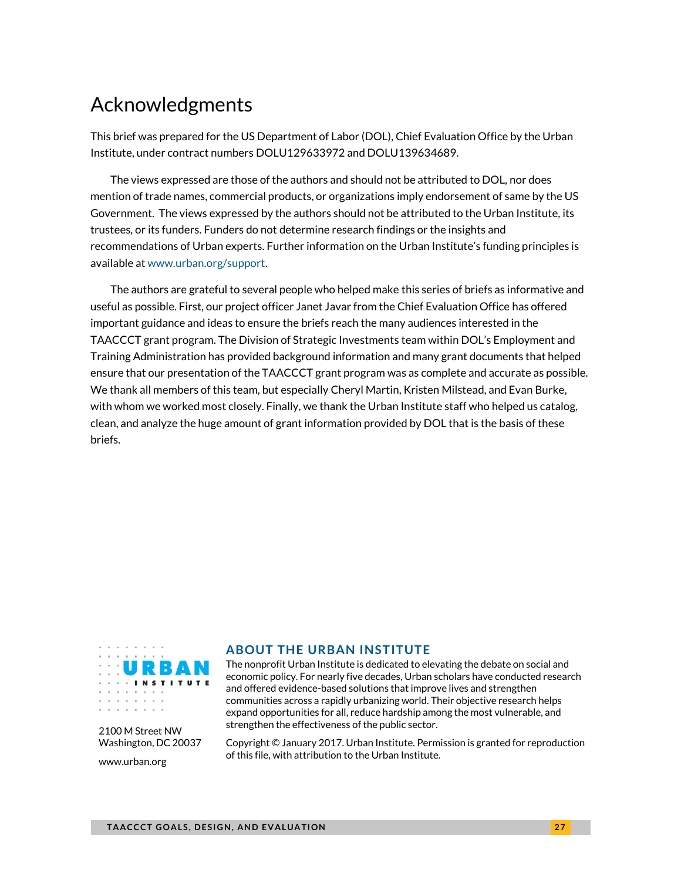# Acknowledgments

This brief was prepared for the US Department of Labor (DOL), Chief Evaluation Office by the Urban Institute, under contract numbers DOLU129633972 and DOLU139634689.

The views expressed are those of the authors and should not be attributed to DOL, nor does mention of trade names, commercial products, or organizations imply endorsement of same by the US Government. The views expressed by the authors should not be attributed to the Urban Institute, its trustees, or its funders. Funders do not determine research findings or the insights and recommendations of Urban experts. Further information on the Urban Institute's funding principles is available at www.urban.org/support.

The authors are grateful to several people who helped make this series of briefs as informative and useful as possible. First, our project officer Janet Javar from the Chief Evaluation Office has offered important guidance and ideas to ensure the briefs reach the many audiences interested in the TAACCCT grant program. The Division of Strategic Investments team within DOL's Employment and Training Administration has provided background information and many grant documents that helped ensure that our presentation of the TAACCCT grant program was as complete and accurate as possible. We thank all members of this team, but especially Cheryl Martin, Kristen Milstead, and Evan Burke, with whom we worked most closely. Finally, we thank the Urban Institute staff who helped us catalog, clean, and analyze the huge amount of grant information provided by DOL that is the basis of these briefs.

URBAN INSTITUTE

2100 M Street NW
Washington, DC 20037

www.urban.org

## ABOUT THE URBAN INSTITUTE

The nonprofit Urban Institute is dedicated to elevating the debate on social and economic policy. For nearly five decades, Urban scholars have conducted research and offered evidence-based solutions that improve lives and strengthen communities across a rapidly urbanizing world. Their objective research helps expand opportunities for all, reduce hardship among the most vulnerable, and strengthen the effectiveness of the public sector.

Copyright © January 2017. Urban Institute. Permission is granted for reproduction of this file, with attribution to the Urban Institute.